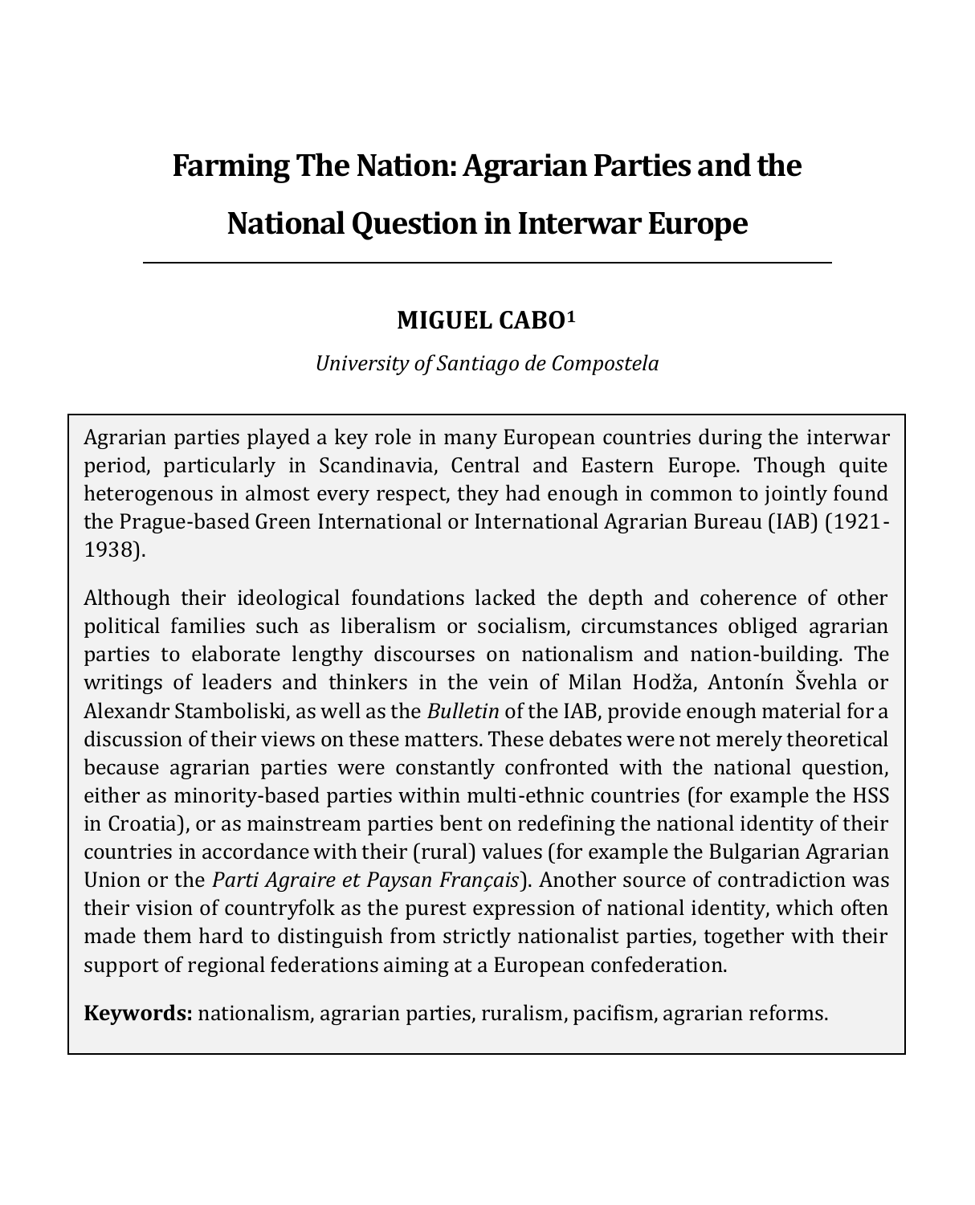# Farming The Nation: Agrarian Parties and the National Question in Interwar Europe

**MIGUEL CABO[1]**

*University of Santiago de Compostela*

Agrarian parties played a key role in many European countries during the interwar period, particularly in Scandinavia, Central and Eastern Europe. Though quite heterogenous in almost every respect, they had enough in common to jointly found the Prague-based Green International or International Agrarian Bureau (IAB) (1921-1938).

Although their ideological foundations lacked the depth and coherence of other political families such as liberalism or socialism, circumstances obliged agrarian parties to elaborate lengthy discourses on nationalism and nation-building. The writings of leaders and thinkers in the vein of Milan Hodža, Antonín Švehla or Alexandr Stamboliski, as well as the *Bulletin* of the IAB, provide enough material for a discussion of their views on these matters. These debates were not merely theoretical because agrarian parties were constantly confronted with the national question, either as minority-based parties within multi-ethnic countries (for example the HSS in Croatia), or as mainstream parties bent on redefining the national identity of their countries in accordance with their (rural) values (for example the Bulgarian Agrarian Union or the *Parti Agraire et Paysan Français*). Another source of contradiction was their vision of countryfolk as the purest expression of national identity, which often made them hard to distinguish from strictly nationalist parties, together with their support of regional federations aiming at a European confederation.

**Keywords:** nationalism, agrarian parties, ruralism, pacifism, agrarian reforms.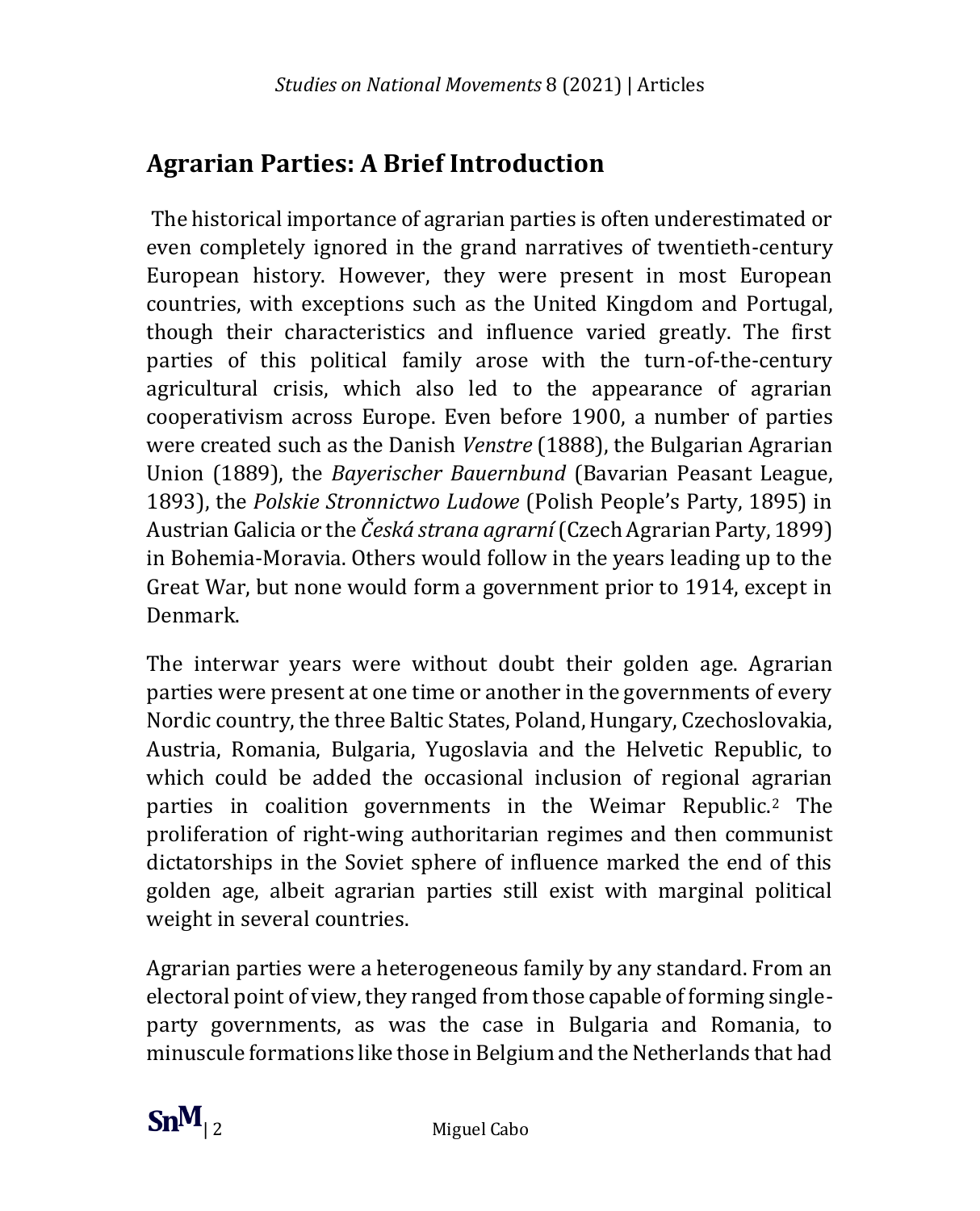## Agrarian Parties: A Brief Introduction

The historical importance of agrarian parties is often underestimated or even completely ignored in the grand narratives of twentieth-century European history. However, they were present in most European countries, with exceptions such as the United Kingdom and Portugal, though their characteristics and influence varied greatly. The first parties of this political family arose with the turn-of-the-century agricultural crisis, which also led to the appearance of agrarian cooperativism across Europe. Even before 1900, a number of parties were created such as the Danish *Venstre* (1888), the Bulgarian Agrarian Union (1889), the *Bayerischer Bauernbund* (Bavarian Peasant League, 1893), the *Polskie Stronnictwo Ludowe* (Polish People's Party, 1895) in Austrian Galicia or the *Česká strana agrarní* (Czech Agrarian Party, 1899) in Bohemia-Moravia. Others would follow in the years leading up to the Great War, but none would form a government prior to 1914, except in Denmark.

The interwar years were without doubt their golden age. Agrarian parties were present at one time or another in the governments of every Nordic country, the three Baltic States, Poland, Hungary, Czechoslovakia, Austria, Romania, Bulgaria, Yugoslavia and the Helvetic Republic, to which could be added the occasional inclusion of regional agrarian parties in coalition governments in the Weimar Republic.[2] The proliferation of right-wing authoritarian regimes and then communist dictatorships in the Soviet sphere of influence marked the end of this golden age, albeit agrarian parties still exist with marginal political weight in several countries.

Agrarian parties were a heterogeneous family by any standard. From an electoral point of view, they ranged from those capable of forming single-party governments, as was the case in Bulgaria and Romania, to minuscule formations like those in Belgium and the Netherlands that had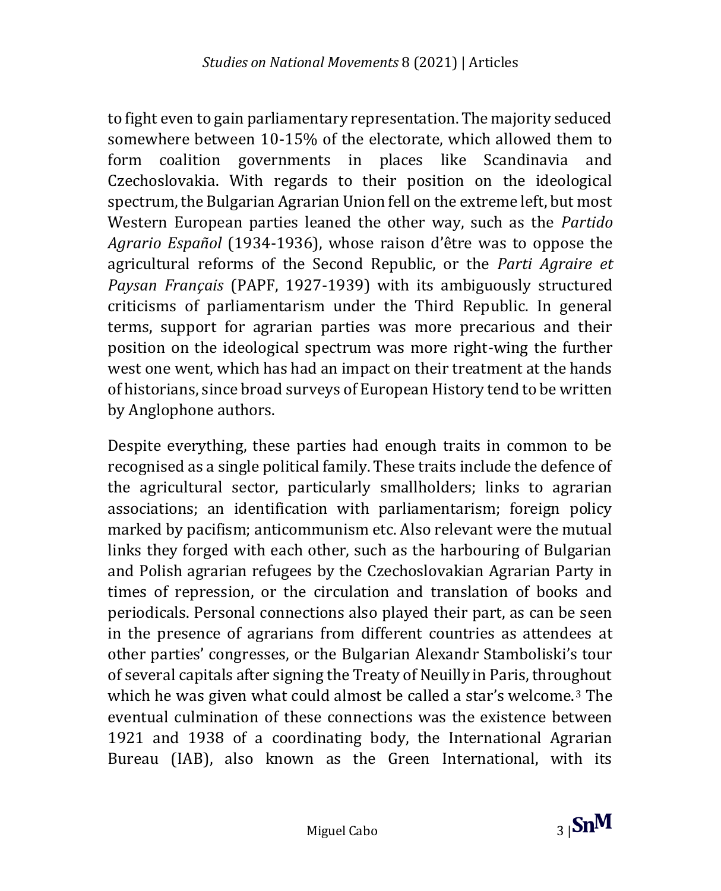to fight even to gain parliamentary representation. The majority seduced somewhere between 10-15% of the electorate, which allowed them to form coalition governments in places like Scandinavia and Czechoslovakia. With regards to their position on the ideological spectrum, the Bulgarian Agrarian Union fell on the extreme left, but most Western European parties leaned the other way, such as the *Partido Agrario Español* (1934-1936), whose raison d'être was to oppose the agricultural reforms of the Second Republic, or the *Parti Agraire et Paysan Français* (PAPF, 1927-1939) with its ambiguously structured criticisms of parliamentarism under the Third Republic. In general terms, support for agrarian parties was more precarious and their position on the ideological spectrum was more right-wing the further west one went, which has had an impact on their treatment at the hands of historians, since broad surveys of European History tend to be written by Anglophone authors.

Despite everything, these parties had enough traits in common to be recognised as a single political family. These traits include the defence of the agricultural sector, particularly smallholders; links to agrarian associations; an identification with parliamentarism; foreign policy marked by pacifism; anticommunism etc. Also relevant were the mutual links they forged with each other, such as the harbouring of Bulgarian and Polish agrarian refugees by the Czechoslovakian Agrarian Party in times of repression, or the circulation and translation of books and periodicals. Personal connections also played their part, as can be seen in the presence of agrarians from different countries as attendees at other parties' congresses, or the Bulgarian Alexandr Stamboliski's tour of several capitals after signing the Treaty of Neuilly in Paris, throughout which he was given what could almost be called a star's welcome.[3] The eventual culmination of these connections was the existence between 1921 and 1938 of a coordinating body, the International Agrarian Bureau (IAB), also known as the Green International, with its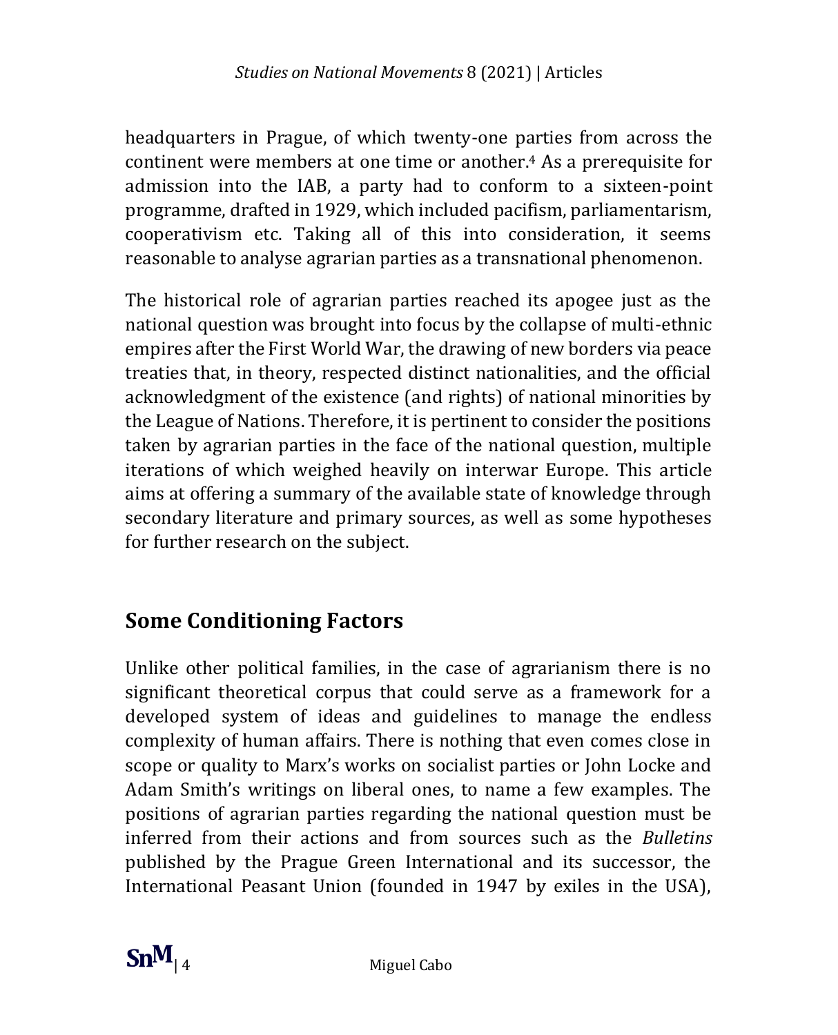headquarters in Prague, of which twenty-one parties from across the continent were members at one time or another.[4] As a prerequisite for admission into the IAB, a party had to conform to a sixteen-point programme, drafted in 1929, which included pacifism, parliamentarism, cooperativism etc. Taking all of this into consideration, it seems reasonable to analyse agrarian parties as a transnational phenomenon.

The historical role of agrarian parties reached its apogee just as the national question was brought into focus by the collapse of multi-ethnic empires after the First World War, the drawing of new borders via peace treaties that, in theory, respected distinct nationalities, and the official acknowledgment of the existence (and rights) of national minorities by the League of Nations. Therefore, it is pertinent to consider the positions taken by agrarian parties in the face of the national question, multiple iterations of which weighed heavily on interwar Europe. This article aims at offering a summary of the available state of knowledge through secondary literature and primary sources, as well as some hypotheses for further research on the subject.

## Some Conditioning Factors

Unlike other political families, in the case of agrarianism there is no significant theoretical corpus that could serve as a framework for a developed system of ideas and guidelines to manage the endless complexity of human affairs. There is nothing that even comes close in scope or quality to Marx's works on socialist parties or John Locke and Adam Smith's writings on liberal ones, to name a few examples. The positions of agrarian parties regarding the national question must be inferred from their actions and from sources such as the *Bulletins* published by the Prague Green International and its successor, the International Peasant Union (founded in 1947 by exiles in the USA),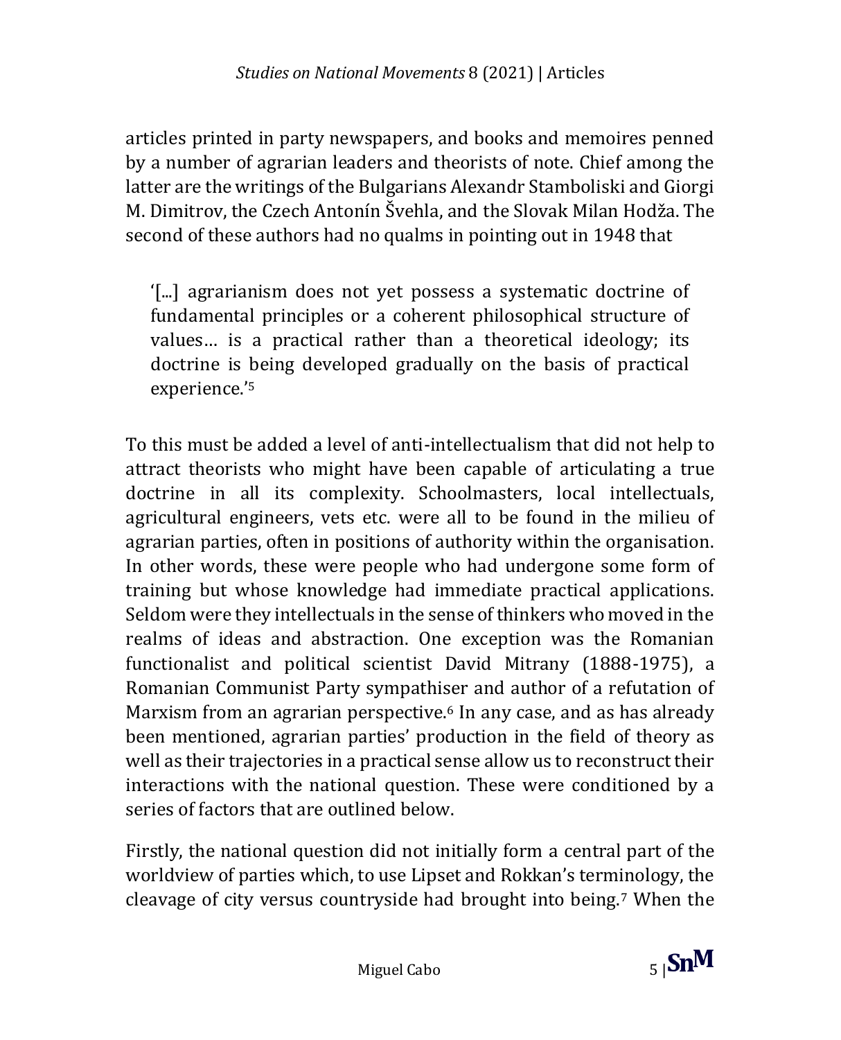articles printed in party newspapers, and books and memoires penned by a number of agrarian leaders and theorists of note. Chief among the latter are the writings of the Bulgarians Alexandr Stamboliski and Giorgi M. Dimitrov, the Czech Antonín Švehla, and the Slovak Milan Hodža. The second of these authors had no qualms in pointing out in 1948 that

> '[...] agrarianism does not yet possess a systematic doctrine of fundamental principles or a coherent philosophical structure of values… is a practical rather than a theoretical ideology; its doctrine is being developed gradually on the basis of practical experience.'[5]

To this must be added a level of anti-intellectualism that did not help to attract theorists who might have been capable of articulating a true doctrine in all its complexity. Schoolmasters, local intellectuals, agricultural engineers, vets etc. were all to be found in the milieu of agrarian parties, often in positions of authority within the organisation. In other words, these were people who had undergone some form of training but whose knowledge had immediate practical applications. Seldom were they intellectuals in the sense of thinkers who moved in the realms of ideas and abstraction. One exception was the Romanian functionalist and political scientist David Mitrany (1888-1975), a Romanian Communist Party sympathiser and author of a refutation of Marxism from an agrarian perspective.[6] In any case, and as has already been mentioned, agrarian parties' production in the field of theory as well as their trajectories in a practical sense allow us to reconstruct their interactions with the national question. These were conditioned by a series of factors that are outlined below.

Firstly, the national question did not initially form a central part of the worldview of parties which, to use Lipset and Rokkan's terminology, the cleavage of city versus countryside had brought into being.[7] When the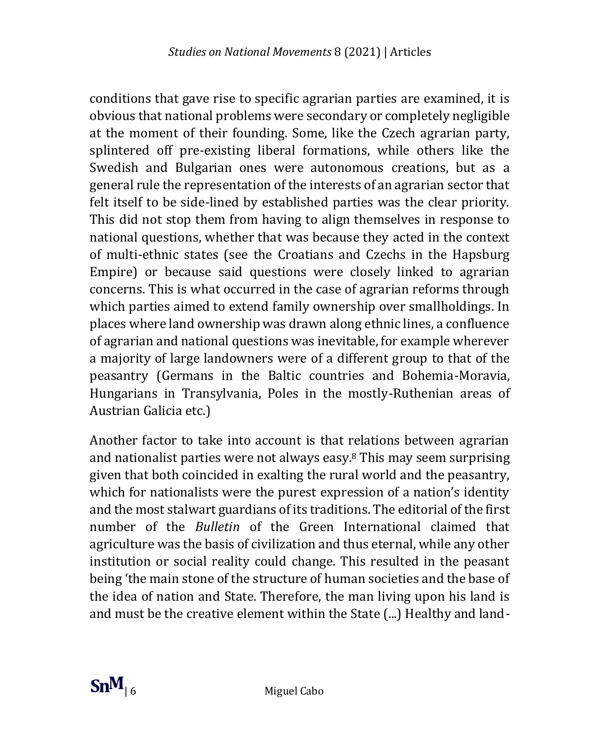conditions that gave rise to specific agrarian parties are examined, it is obvious that national problems were secondary or completely negligible at the moment of their founding. Some, like the Czech agrarian party, splintered off pre-existing liberal formations, while others like the Swedish and Bulgarian ones were autonomous creations, but as a general rule the representation of the interests of an agrarian sector that felt itself to be side-lined by established parties was the clear priority. This did not stop them from having to align themselves in response to national questions, whether that was because they acted in the context of multi-ethnic states (see the Croatians and Czechs in the Hapsburg Empire) or because said questions were closely linked to agrarian concerns. This is what occurred in the case of agrarian reforms through which parties aimed to extend family ownership over smallholdings. In places where land ownership was drawn along ethnic lines, a confluence of agrarian and national questions was inevitable, for example wherever a majority of large landowners were of a different group to that of the peasantry (Germans in the Baltic countries and Bohemia-Moravia, Hungarians in Transylvania, Poles in the mostly-Ruthenian areas of Austrian Galicia etc.)

Another factor to take into account is that relations between agrarian and nationalist parties were not always easy.[8] This may seem surprising given that both coincided in exalting the rural world and the peasantry, which for nationalists were the purest expression of a nation's identity and the most stalwart guardians of its traditions. The editorial of the first number of the *Bulletin* of the Green International claimed that agriculture was the basis of civilization and thus eternal, while any other institution or social reality could change. This resulted in the peasant being 'the main stone of the structure of human societies and the base of the idea of nation and State. Therefore, the man living upon his land is and must be the creative element within the State (...) Healthy and land-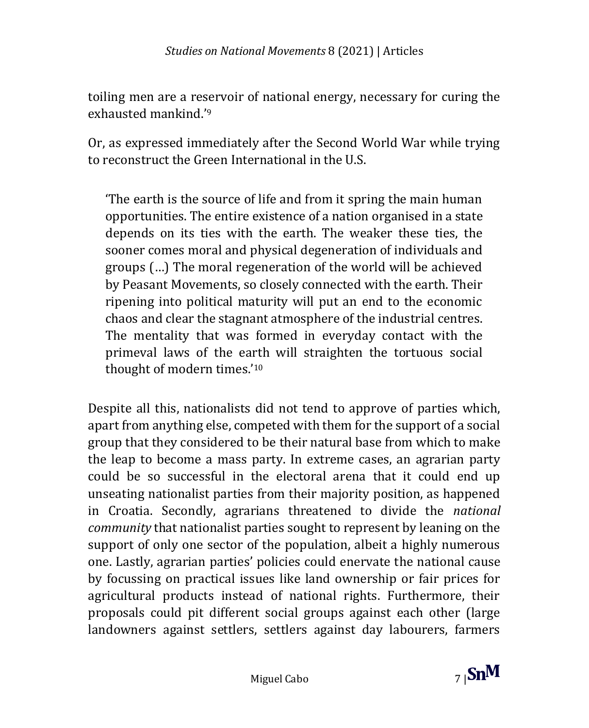toiling men are a reservoir of national energy, necessary for curing the exhausted mankind.'[9]

Or, as expressed immediately after the Second World War while trying to reconstruct the Green International in the U.S.

> 'The earth is the source of life and from it spring the main human opportunities. The entire existence of a nation organised in a state depends on its ties with the earth. The weaker these ties, the sooner comes moral and physical degeneration of individuals and groups (…) The moral regeneration of the world will be achieved by Peasant Movements, so closely connected with the earth. Their ripening into political maturity will put an end to the economic chaos and clear the stagnant atmosphere of the industrial centres. The mentality that was formed in everyday contact with the primeval laws of the earth will straighten the tortuous social thought of modern times.'[10]

Despite all this, nationalists did not tend to approve of parties which, apart from anything else, competed with them for the support of a social group that they considered to be their natural base from which to make the leap to become a mass party. In extreme cases, an agrarian party could be so successful in the electoral arena that it could end up unseating nationalist parties from their majority position, as happened in Croatia. Secondly, agrarians threatened to divide the *national community* that nationalist parties sought to represent by leaning on the support of only one sector of the population, albeit a highly numerous one. Lastly, agrarian parties' policies could enervate the national cause by focussing on practical issues like land ownership or fair prices for agricultural products instead of national rights. Furthermore, their proposals could pit different social groups against each other (large landowners against settlers, settlers against day labourers, farmers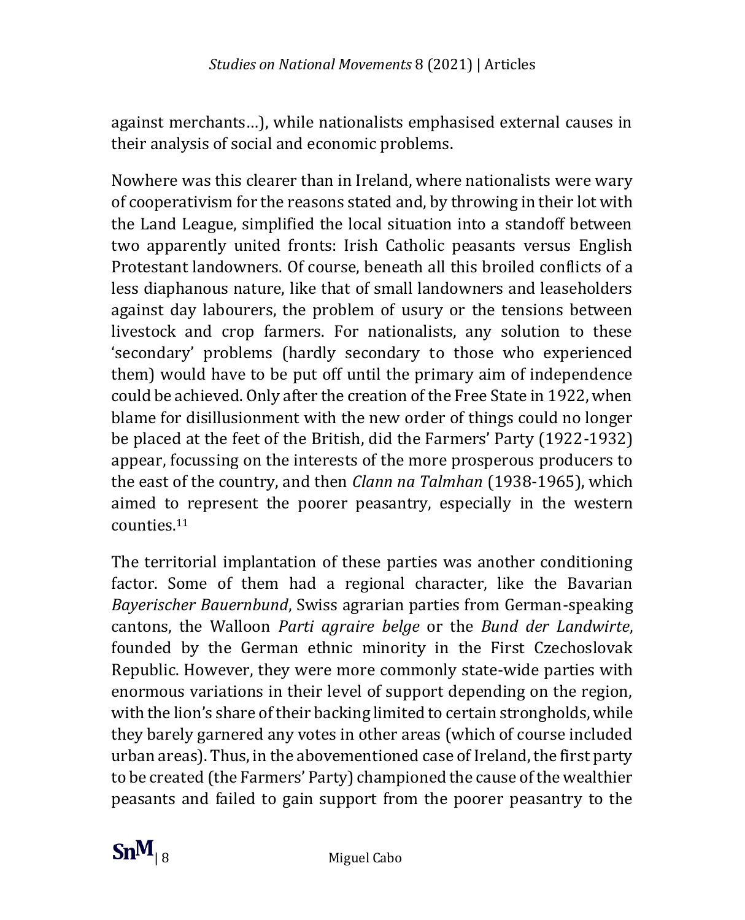against merchants…), while nationalists emphasised external causes in their analysis of social and economic problems.

Nowhere was this clearer than in Ireland, where nationalists were wary of cooperativism for the reasons stated and, by throwing in their lot with the Land League, simplified the local situation into a standoff between two apparently united fronts: Irish Catholic peasants versus English Protestant landowners. Of course, beneath all this broiled conflicts of a less diaphanous nature, like that of small landowners and leaseholders against day labourers, the problem of usury or the tensions between livestock and crop farmers. For nationalists, any solution to these 'secondary' problems (hardly secondary to those who experienced them) would have to be put off until the primary aim of independence could be achieved. Only after the creation of the Free State in 1922, when blame for disillusionment with the new order of things could no longer be placed at the feet of the British, did the Farmers' Party (1922-1932) appear, focussing on the interests of the more prosperous producers to the east of the country, and then *Clann na Talmhan* (1938-1965), which aimed to represent the poorer peasantry, especially in the western counties.[11]

The territorial implantation of these parties was another conditioning factor. Some of them had a regional character, like the Bavarian *Bayerischer Bauernbund*, Swiss agrarian parties from German-speaking cantons, the Walloon *Parti agraire belge* or the *Bund der Landwirte*, founded by the German ethnic minority in the First Czechoslovak Republic. However, they were more commonly state-wide parties with enormous variations in their level of support depending on the region, with the lion's share of their backing limited to certain strongholds, while they barely garnered any votes in other areas (which of course included urban areas). Thus, in the abovementioned case of Ireland, the first party to be created (the Farmers' Party) championed the cause of the wealthier peasants and failed to gain support from the poorer peasantry to the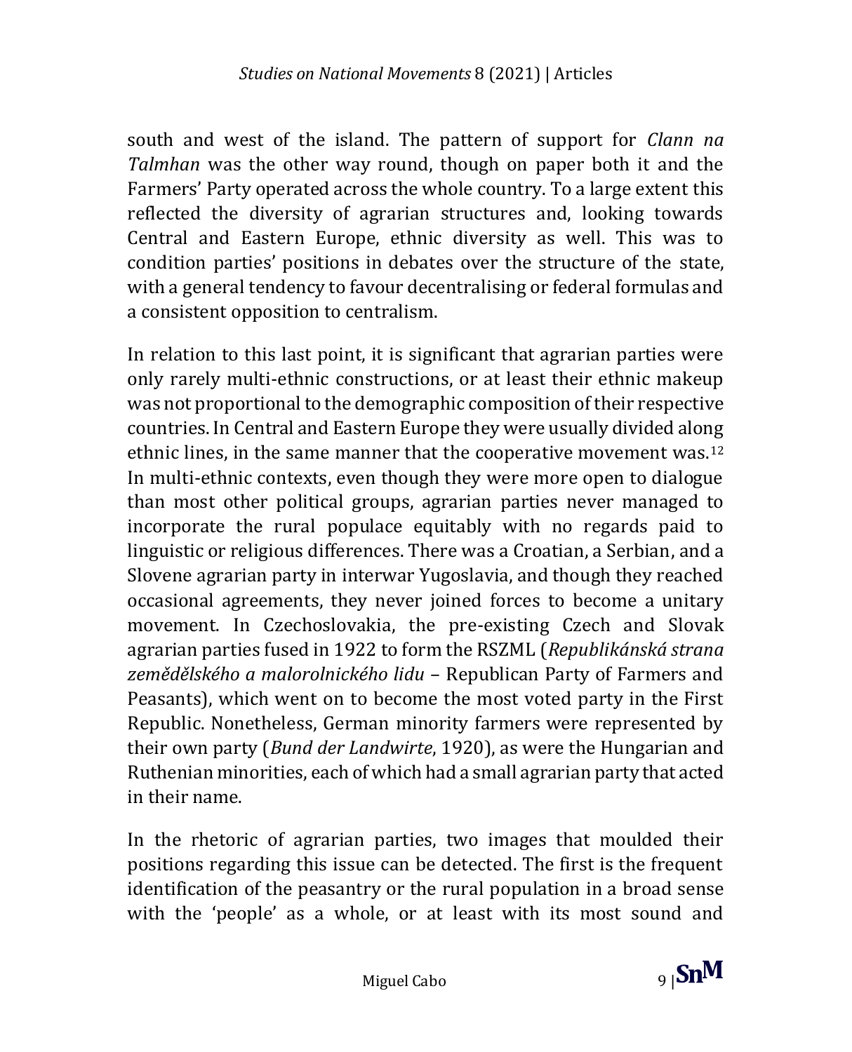south and west of the island. The pattern of support for *Clann na Talmhan* was the other way round, though on paper both it and the Farmers' Party operated across the whole country. To a large extent this reflected the diversity of agrarian structures and, looking towards Central and Eastern Europe, ethnic diversity as well. This was to condition parties' positions in debates over the structure of the state, with a general tendency to favour decentralising or federal formulas and a consistent opposition to centralism.

In relation to this last point, it is significant that agrarian parties were only rarely multi-ethnic constructions, or at least their ethnic makeup was not proportional to the demographic composition of their respective countries. In Central and Eastern Europe they were usually divided along ethnic lines, in the same manner that the cooperative movement was.[12] In multi-ethnic contexts, even though they were more open to dialogue than most other political groups, agrarian parties never managed to incorporate the rural populace equitably with no regards paid to linguistic or religious differences. There was a Croatian, a Serbian, and a Slovene agrarian party in interwar Yugoslavia, and though they reached occasional agreements, they never joined forces to become a unitary movement. In Czechoslovakia, the pre-existing Czech and Slovak agrarian parties fused in 1922 to form the RSZML (*Republikánská strana zemědělského a malorolnického lidu* – Republican Party of Farmers and Peasants), which went on to become the most voted party in the First Republic. Nonetheless, German minority farmers were represented by their own party (*Bund der Landwirte*, 1920), as were the Hungarian and Ruthenian minorities, each of which had a small agrarian party that acted in their name.

In the rhetoric of agrarian parties, two images that moulded their positions regarding this issue can be detected. The first is the frequent identification of the peasantry or the rural population in a broad sense with the 'people' as a whole, or at least with its most sound and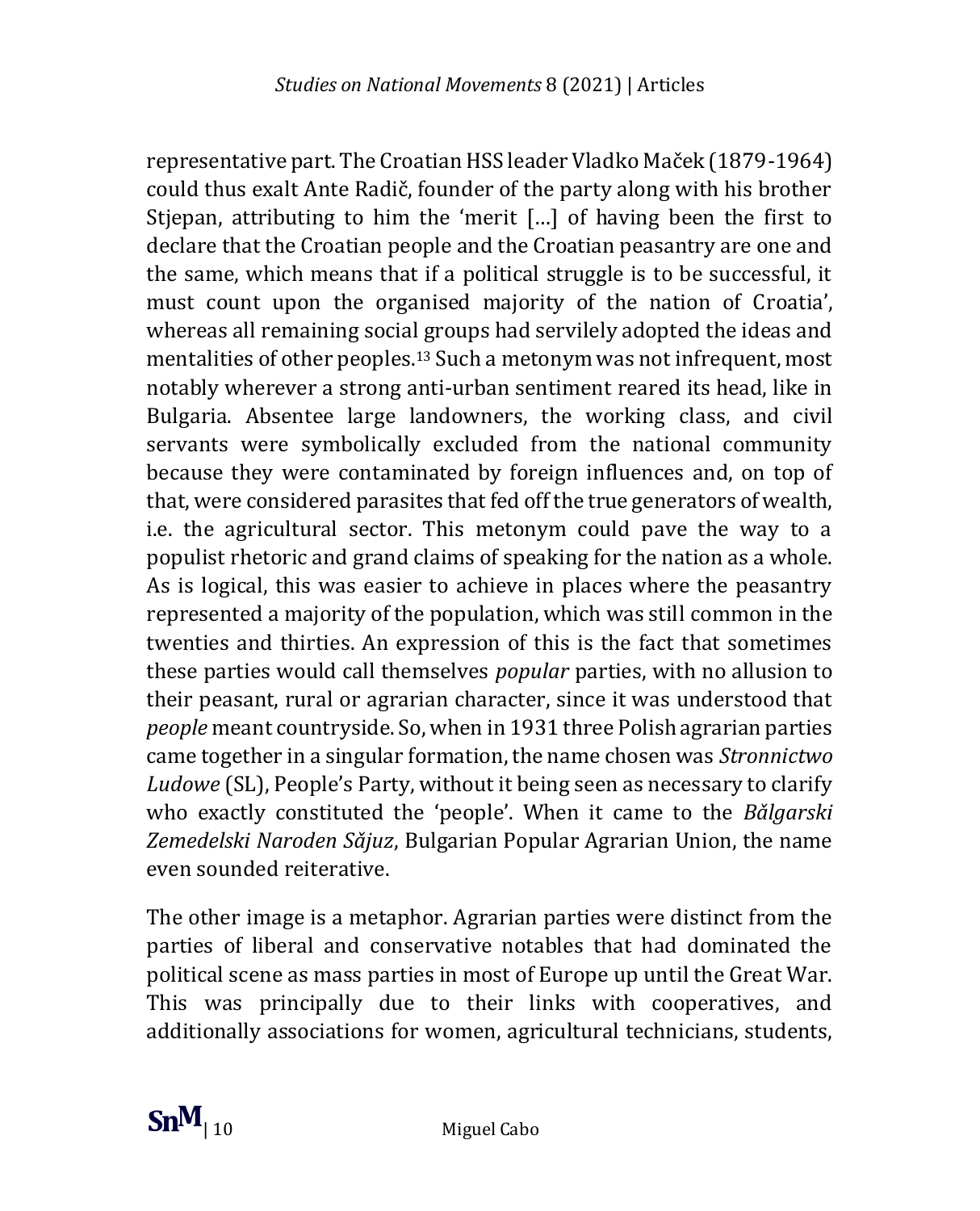representative part. The Croatian HSS leader Vladko Maček (1879-1964) could thus exalt Ante Radič, founder of the party along with his brother Stjepan, attributing to him the 'merit […] of having been the first to declare that the Croatian people and the Croatian peasantry are one and the same, which means that if a political struggle is to be successful, it must count upon the organised majority of the nation of Croatia', whereas all remaining social groups had servilely adopted the ideas and mentalities of other peoples.[13] Such a metonym was not infrequent, most notably wherever a strong anti-urban sentiment reared its head, like in Bulgaria. Absentee large landowners, the working class, and civil servants were symbolically excluded from the national community because they were contaminated by foreign influences and, on top of that, were considered parasites that fed off the true generators of wealth, i.e. the agricultural sector. This metonym could pave the way to a populist rhetoric and grand claims of speaking for the nation as a whole. As is logical, this was easier to achieve in places where the peasantry represented a majority of the population, which was still common in the twenties and thirties. An expression of this is the fact that sometimes these parties would call themselves *popular* parties, with no allusion to their peasant, rural or agrarian character, since it was understood that *people* meant countryside. So, when in 1931 three Polish agrarian parties came together in a singular formation, the name chosen was *Stronnictwo Ludowe* (SL), People's Party, without it being seen as necessary to clarify who exactly constituted the 'people'. When it came to the *Bălgarski Zemedelski Naroden Săjuz*, Bulgarian Popular Agrarian Union, the name even sounded reiterative.

The other image is a metaphor. Agrarian parties were distinct from the parties of liberal and conservative notables that had dominated the political scene as mass parties in most of Europe up until the Great War. This was principally due to their links with cooperatives, and additionally associations for women, agricultural technicians, students,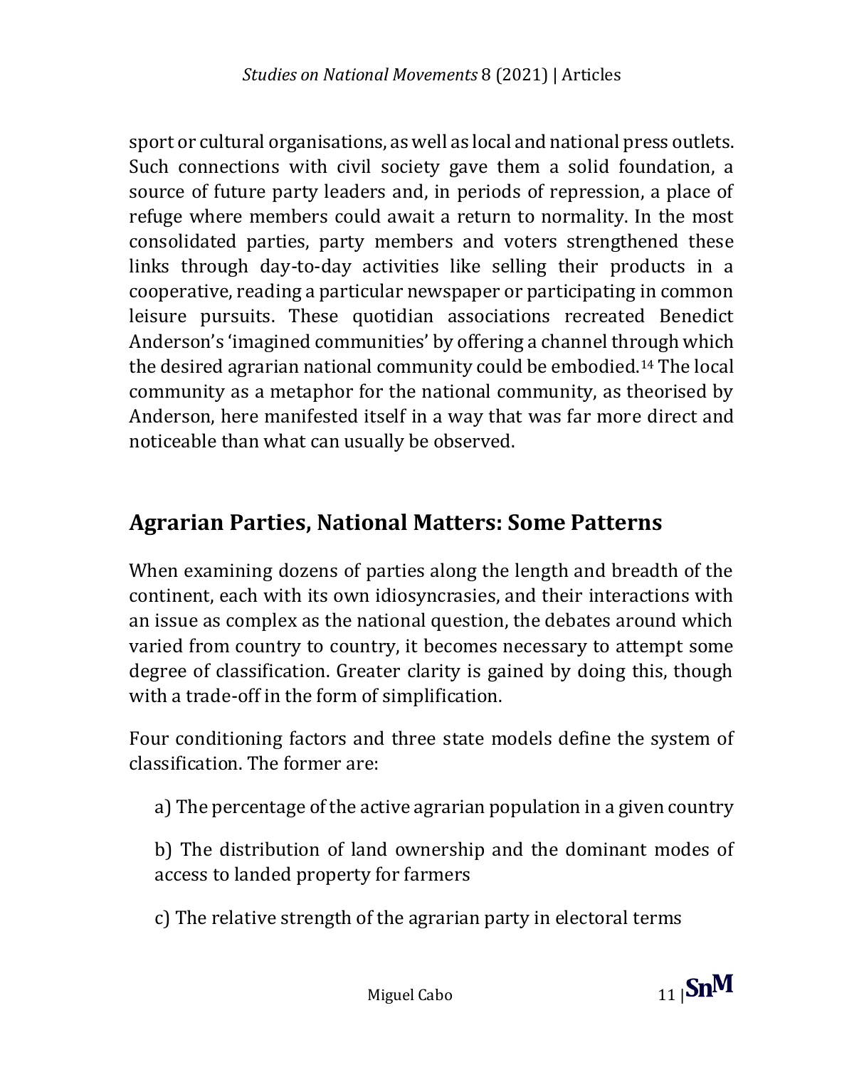sport or cultural organisations, as well as local and national press outlets. Such connections with civil society gave them a solid foundation, a source of future party leaders and, in periods of repression, a place of refuge where members could await a return to normality. In the most consolidated parties, party members and voters strengthened these links through day-to-day activities like selling their products in a cooperative, reading a particular newspaper or participating in common leisure pursuits. These quotidian associations recreated Benedict Anderson's 'imagined communities' by offering a channel through which the desired agrarian national community could be embodied.[14] The local community as a metaphor for the national community, as theorised by Anderson, here manifested itself in a way that was far more direct and noticeable than what can usually be observed.

## Agrarian Parties, National Matters: Some Patterns

When examining dozens of parties along the length and breadth of the continent, each with its own idiosyncrasies, and their interactions with an issue as complex as the national question, the debates around which varied from country to country, it becomes necessary to attempt some degree of classification. Greater clarity is gained by doing this, though with a trade-off in the form of simplification.

Four conditioning factors and three state models define the system of classification. The former are:

a) The percentage of the active agrarian population in a given country

b) The distribution of land ownership and the dominant modes of access to landed property for farmers

c) The relative strength of the agrarian party in electoral terms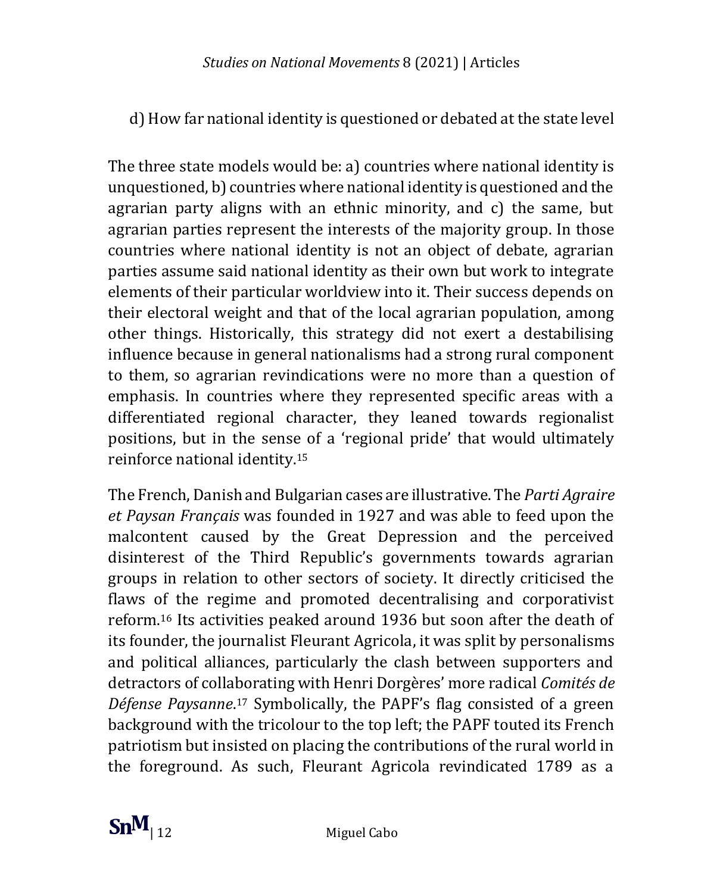d) How far national identity is questioned or debated at the state level

The three state models would be: a) countries where national identity is unquestioned, b) countries where national identity is questioned and the agrarian party aligns with an ethnic minority, and c) the same, but agrarian parties represent the interests of the majority group. In those countries where national identity is not an object of debate, agrarian parties assume said national identity as their own but work to integrate elements of their particular worldview into it. Their success depends on their electoral weight and that of the local agrarian population, among other things. Historically, this strategy did not exert a destabilising influence because in general nationalisms had a strong rural component to them, so agrarian revindications were no more than a question of emphasis. In countries where they represented specific areas with a differentiated regional character, they leaned towards regionalist positions, but in the sense of a 'regional pride' that would ultimately reinforce national identity.[15]

The French, Danish and Bulgarian cases are illustrative. The *Parti Agraire et Paysan Français* was founded in 1927 and was able to feed upon the malcontent caused by the Great Depression and the perceived disinterest of the Third Republic's governments towards agrarian groups in relation to other sectors of society. It directly criticised the flaws of the regime and promoted decentralising and corporativist reform.[16] Its activities peaked around 1936 but soon after the death of its founder, the journalist Fleurant Agricola, it was split by personalisms and political alliances, particularly the clash between supporters and detractors of collaborating with Henri Dorgères' more radical *Comités de Défense Paysanne*.[17] Symbolically, the PAPF's flag consisted of a green background with the tricolour to the top left; the PAPF touted its French patriotism but insisted on placing the contributions of the rural world in the foreground. As such, Fleurant Agricola revindicated 1789 as a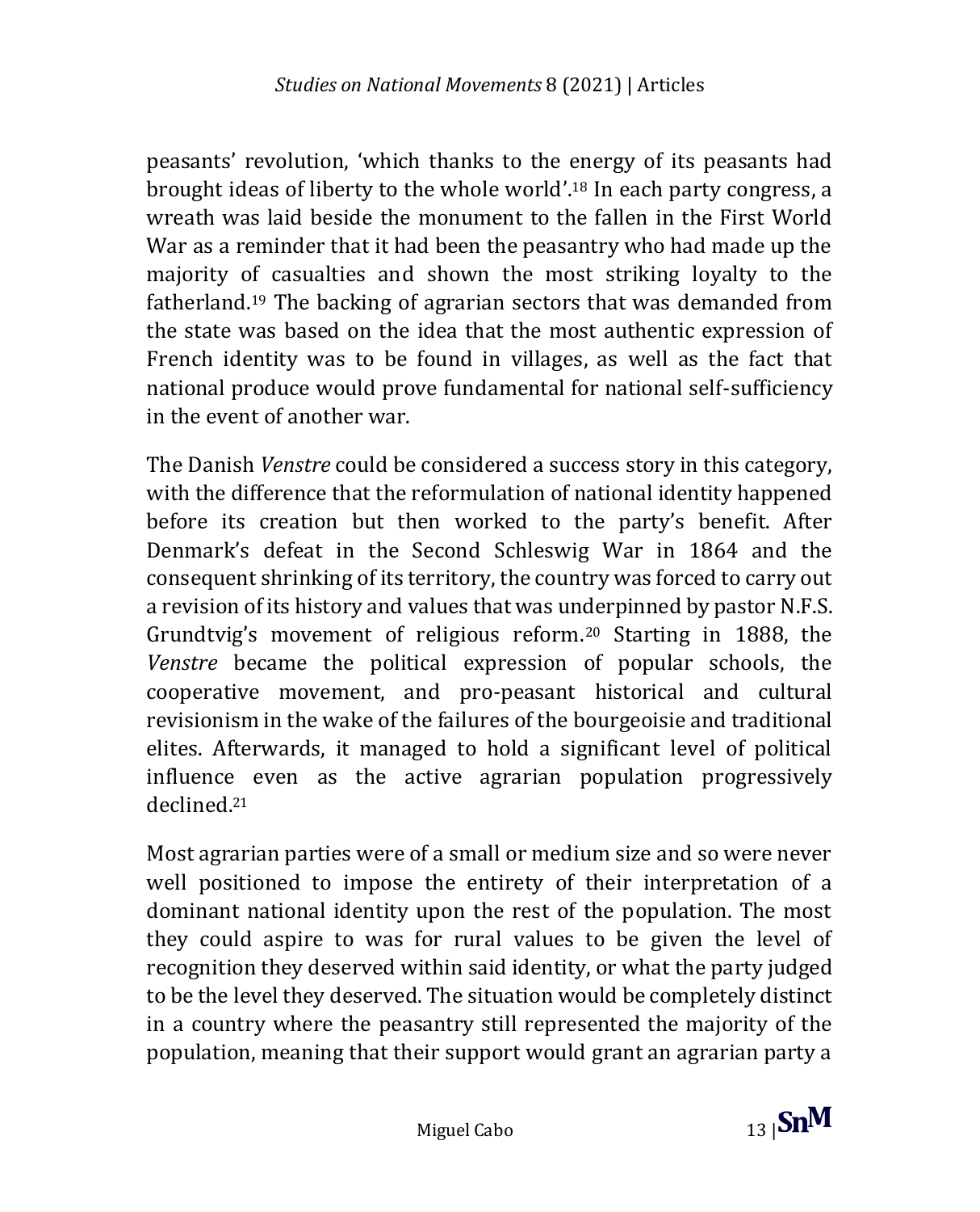peasants' revolution, 'which thanks to the energy of its peasants had brought ideas of liberty to the whole world'.[18] In each party congress, a wreath was laid beside the monument to the fallen in the First World War as a reminder that it had been the peasantry who had made up the majority of casualties and shown the most striking loyalty to the fatherland.[19] The backing of agrarian sectors that was demanded from the state was based on the idea that the most authentic expression of French identity was to be found in villages, as well as the fact that national produce would prove fundamental for national self-sufficiency in the event of another war.

The Danish *Venstre* could be considered a success story in this category, with the difference that the reformulation of national identity happened before its creation but then worked to the party's benefit. After Denmark's defeat in the Second Schleswig War in 1864 and the consequent shrinking of its territory, the country was forced to carry out a revision of its history and values that was underpinned by pastor N.F.S. Grundtvig's movement of religious reform.[20] Starting in 1888, the *Venstre* became the political expression of popular schools, the cooperative movement, and pro-peasant historical and cultural revisionism in the wake of the failures of the bourgeoisie and traditional elites. Afterwards, it managed to hold a significant level of political influence even as the active agrarian population progressively declined.[21]

Most agrarian parties were of a small or medium size and so were never well positioned to impose the entirety of their interpretation of a dominant national identity upon the rest of the population. The most they could aspire to was for rural values to be given the level of recognition they deserved within said identity, or what the party judged to be the level they deserved. The situation would be completely distinct in a country where the peasantry still represented the majority of the population, meaning that their support would grant an agrarian party a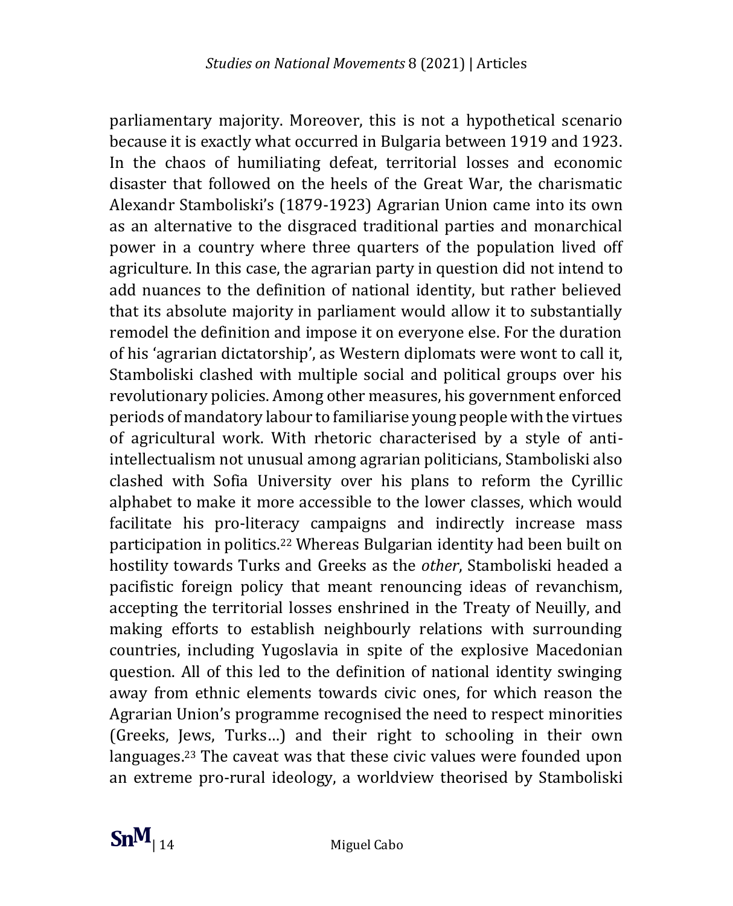parliamentary majority. Moreover, this is not a hypothetical scenario because it is exactly what occurred in Bulgaria between 1919 and 1923. In the chaos of humiliating defeat, territorial losses and economic disaster that followed on the heels of the Great War, the charismatic Alexandr Stamboliski's (1879-1923) Agrarian Union came into its own as an alternative to the disgraced traditional parties and monarchical power in a country where three quarters of the population lived off agriculture. In this case, the agrarian party in question did not intend to add nuances to the definition of national identity, but rather believed that its absolute majority in parliament would allow it to substantially remodel the definition and impose it on everyone else. For the duration of his 'agrarian dictatorship', as Western diplomats were wont to call it, Stamboliski clashed with multiple social and political groups over his revolutionary policies. Among other measures, his government enforced periods of mandatory labour to familiarise young people with the virtues of agricultural work. With rhetoric characterised by a style of anti-intellectualism not unusual among agrarian politicians, Stamboliski also clashed with Sofia University over his plans to reform the Cyrillic alphabet to make it more accessible to the lower classes, which would facilitate his pro-literacy campaigns and indirectly increase mass participation in politics.[22] Whereas Bulgarian identity had been built on hostility towards Turks and Greeks as the *other*, Stamboliski headed a pacifistic foreign policy that meant renouncing ideas of revanchism, accepting the territorial losses enshrined in the Treaty of Neuilly, and making efforts to establish neighbourly relations with surrounding countries, including Yugoslavia in spite of the explosive Macedonian question. All of this led to the definition of national identity swinging away from ethnic elements towards civic ones, for which reason the Agrarian Union's programme recognised the need to respect minorities (Greeks, Jews, Turks…) and their right to schooling in their own languages.[23] The caveat was that these civic values were founded upon an extreme pro-rural ideology, a worldview theorised by Stamboliski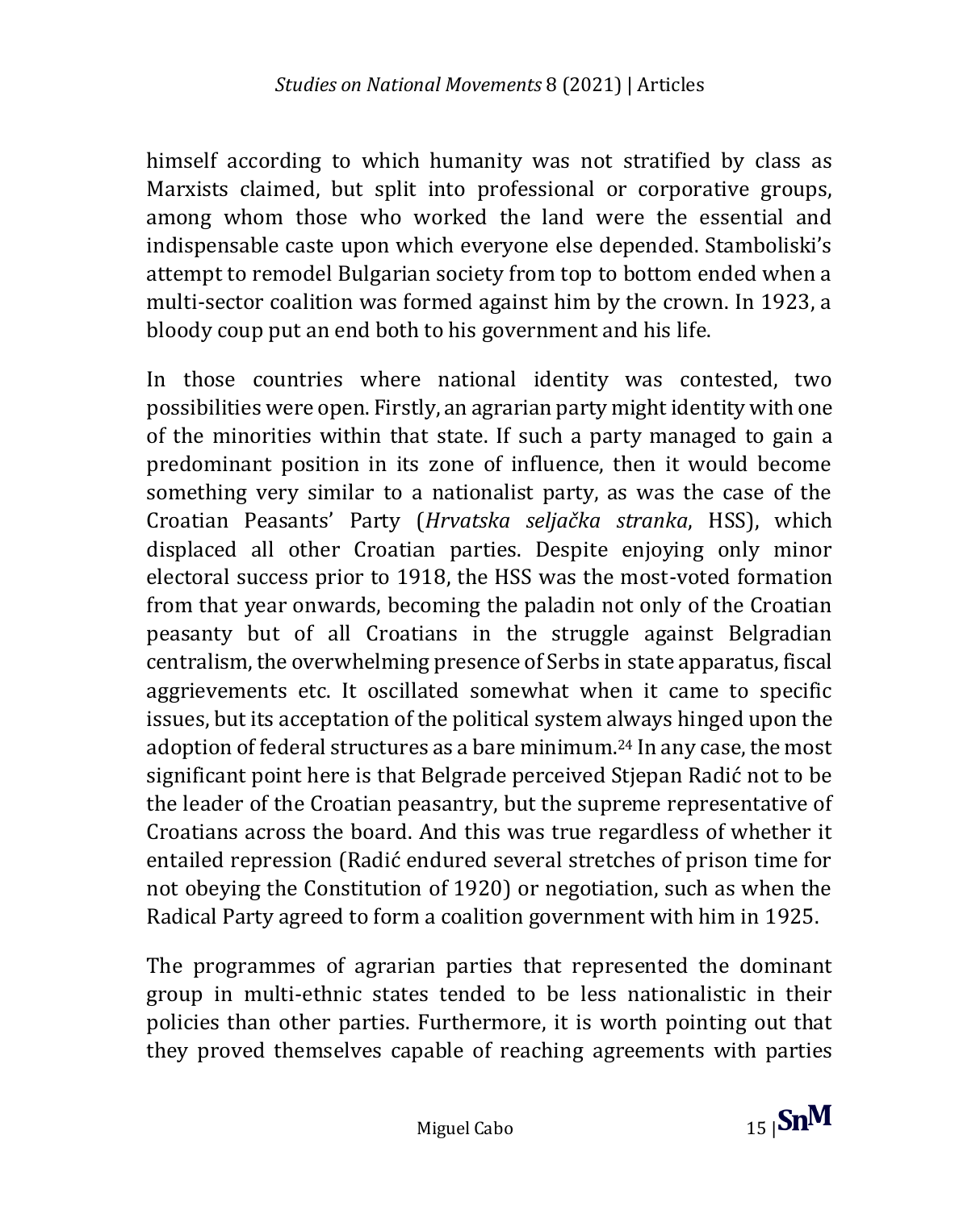himself according to which humanity was not stratified by class as Marxists claimed, but split into professional or corporative groups, among whom those who worked the land were the essential and indispensable caste upon which everyone else depended. Stamboliski's attempt to remodel Bulgarian society from top to bottom ended when a multi-sector coalition was formed against him by the crown. In 1923, a bloody coup put an end both to his government and his life.

In those countries where national identity was contested, two possibilities were open. Firstly, an agrarian party might identity with one of the minorities within that state. If such a party managed to gain a predominant position in its zone of influence, then it would become something very similar to a nationalist party, as was the case of the Croatian Peasants' Party (*Hrvatska seljačka stranka*, HSS), which displaced all other Croatian parties. Despite enjoying only minor electoral success prior to 1918, the HSS was the most-voted formation from that year onwards, becoming the paladin not only of the Croatian peasanty but of all Croatians in the struggle against Belgradian centralism, the overwhelming presence of Serbs in state apparatus, fiscal aggrievements etc. It oscillated somewhat when it came to specific issues, but its acceptation of the political system always hinged upon the adoption of federal structures as a bare minimum.[24] In any case, the most significant point here is that Belgrade perceived Stjepan Radić not to be the leader of the Croatian peasantry, but the supreme representative of Croatians across the board. And this was true regardless of whether it entailed repression (Radić endured several stretches of prison time for not obeying the Constitution of 1920) or negotiation, such as when the Radical Party agreed to form a coalition government with him in 1925.

The programmes of agrarian parties that represented the dominant group in multi-ethnic states tended to be less nationalistic in their policies than other parties. Furthermore, it is worth pointing out that they proved themselves capable of reaching agreements with parties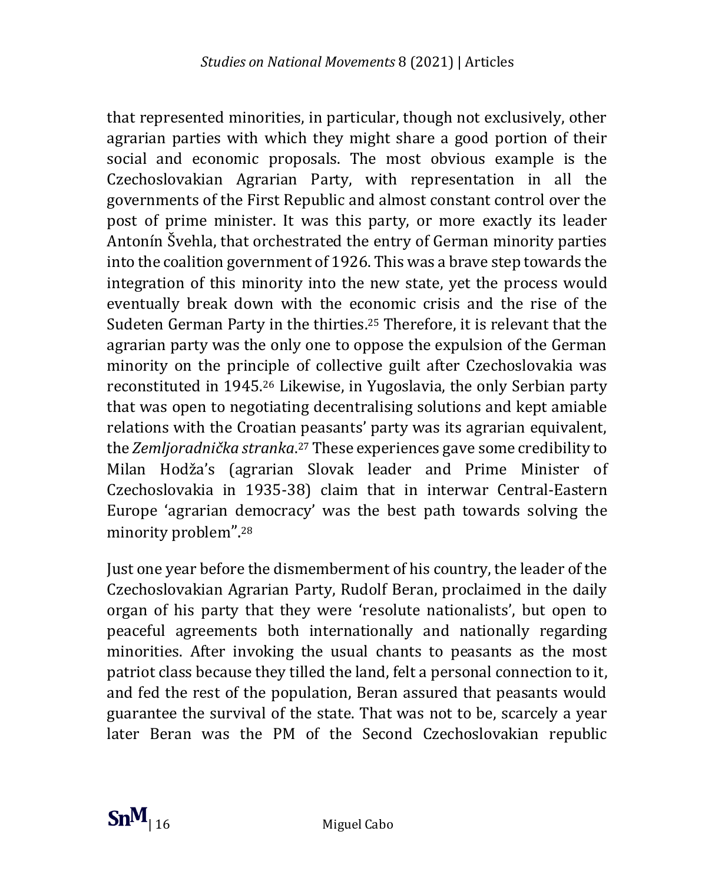that represented minorities, in particular, though not exclusively, other agrarian parties with which they might share a good portion of their social and economic proposals. The most obvious example is the Czechoslovakian Agrarian Party, with representation in all the governments of the First Republic and almost constant control over the post of prime minister. It was this party, or more exactly its leader Antonín Švehla, that orchestrated the entry of German minority parties into the coalition government of 1926. This was a brave step towards the integration of this minority into the new state, yet the process would eventually break down with the economic crisis and the rise of the Sudeten German Party in the thirties.[25] Therefore, it is relevant that the agrarian party was the only one to oppose the expulsion of the German minority on the principle of collective guilt after Czechoslovakia was reconstituted in 1945.[26] Likewise, in Yugoslavia, the only Serbian party that was open to negotiating decentralising solutions and kept amiable relations with the Croatian peasants' party was its agrarian equivalent, the *Zemljoradnička stranka*.[27] These experiences gave some credibility to Milan Hodža's (agrarian Slovak leader and Prime Minister of Czechoslovakia in 1935-38) claim that in interwar Central-Eastern Europe 'agrarian democracy' was the best path towards solving the minority problem".[28]

Just one year before the dismemberment of his country, the leader of the Czechoslovakian Agrarian Party, Rudolf Beran, proclaimed in the daily organ of his party that they were 'resolute nationalists', but open to peaceful agreements both internationally and nationally regarding minorities. After invoking the usual chants to peasants as the most patriot class because they tilled the land, felt a personal connection to it, and fed the rest of the population, Beran assured that peasants would guarantee the survival of the state. That was not to be, scarcely a year later Beran was the PM of the Second Czechoslovakian republic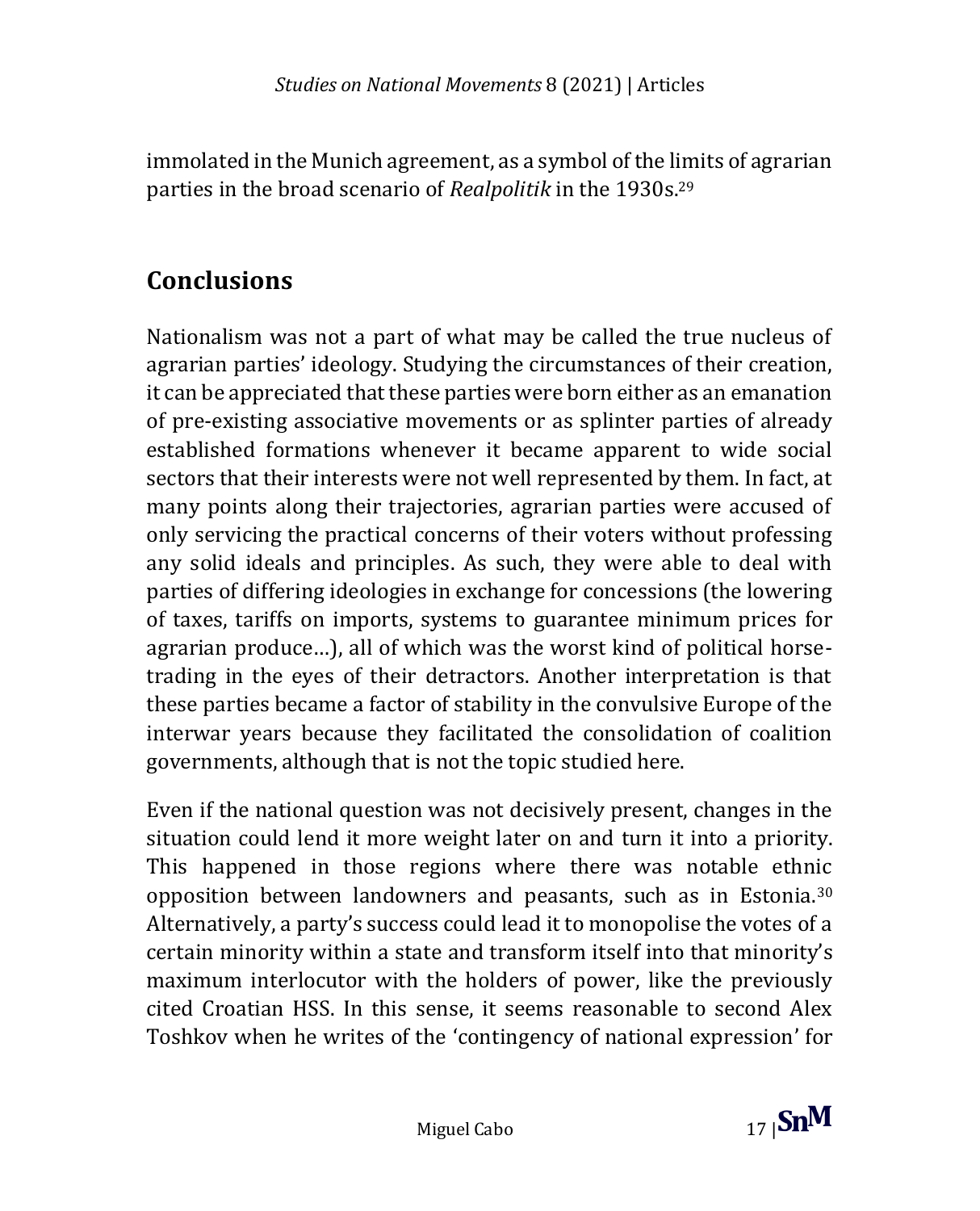immolated in the Munich agreement, as a symbol of the limits of agrarian parties in the broad scenario of *Realpolitik* in the 1930s.[29]

## Conclusions

Nationalism was not a part of what may be called the true nucleus of agrarian parties' ideology. Studying the circumstances of their creation, it can be appreciated that these parties were born either as an emanation of pre-existing associative movements or as splinter parties of already established formations whenever it became apparent to wide social sectors that their interests were not well represented by them. In fact, at many points along their trajectories, agrarian parties were accused of only servicing the practical concerns of their voters without professing any solid ideals and principles. As such, they were able to deal with parties of differing ideologies in exchange for concessions (the lowering of taxes, tariffs on imports, systems to guarantee minimum prices for agrarian produce…), all of which was the worst kind of political horse-trading in the eyes of their detractors. Another interpretation is that these parties became a factor of stability in the convulsive Europe of the interwar years because they facilitated the consolidation of coalition governments, although that is not the topic studied here.

Even if the national question was not decisively present, changes in the situation could lend it more weight later on and turn it into a priority. This happened in those regions where there was notable ethnic opposition between landowners and peasants, such as in Estonia.[30] Alternatively, a party's success could lead it to monopolise the votes of a certain minority within a state and transform itself into that minority's maximum interlocutor with the holders of power, like the previously cited Croatian HSS. In this sense, it seems reasonable to second Alex Toshkov when he writes of the 'contingency of national expression' for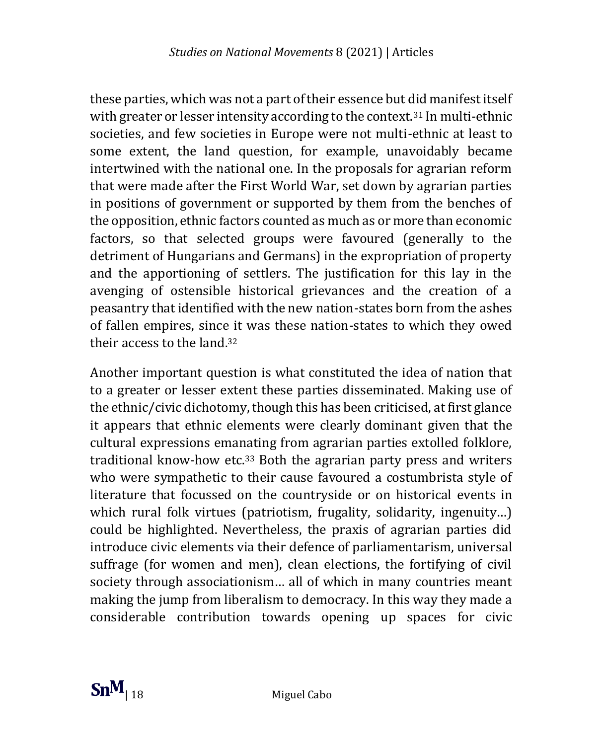these parties, which was not a part of their essence but did manifest itself with greater or lesser intensity according to the context.[31] In multi-ethnic societies, and few societies in Europe were not multi-ethnic at least to some extent, the land question, for example, unavoidably became intertwined with the national one. In the proposals for agrarian reform that were made after the First World War, set down by agrarian parties in positions of government or supported by them from the benches of the opposition, ethnic factors counted as much as or more than economic factors, so that selected groups were favoured (generally to the detriment of Hungarians and Germans) in the expropriation of property and the apportioning of settlers. The justification for this lay in the avenging of ostensible historical grievances and the creation of a peasantry that identified with the new nation-states born from the ashes of fallen empires, since it was these nation-states to which they owed their access to the land.[32]

Another important question is what constituted the idea of nation that to a greater or lesser extent these parties disseminated. Making use of the ethnic/civic dichotomy, though this has been criticised, at first glance it appears that ethnic elements were clearly dominant given that the cultural expressions emanating from agrarian parties extolled folklore, traditional know-how etc.[33] Both the agrarian party press and writers who were sympathetic to their cause favoured a costumbrista style of literature that focussed on the countryside or on historical events in which rural folk virtues (patriotism, frugality, solidarity, ingenuity…) could be highlighted. Nevertheless, the praxis of agrarian parties did introduce civic elements via their defence of parliamentarism, universal suffrage (for women and men), clean elections, the fortifying of civil society through associationism… all of which in many countries meant making the jump from liberalism to democracy. In this way they made a considerable contribution towards opening up spaces for civic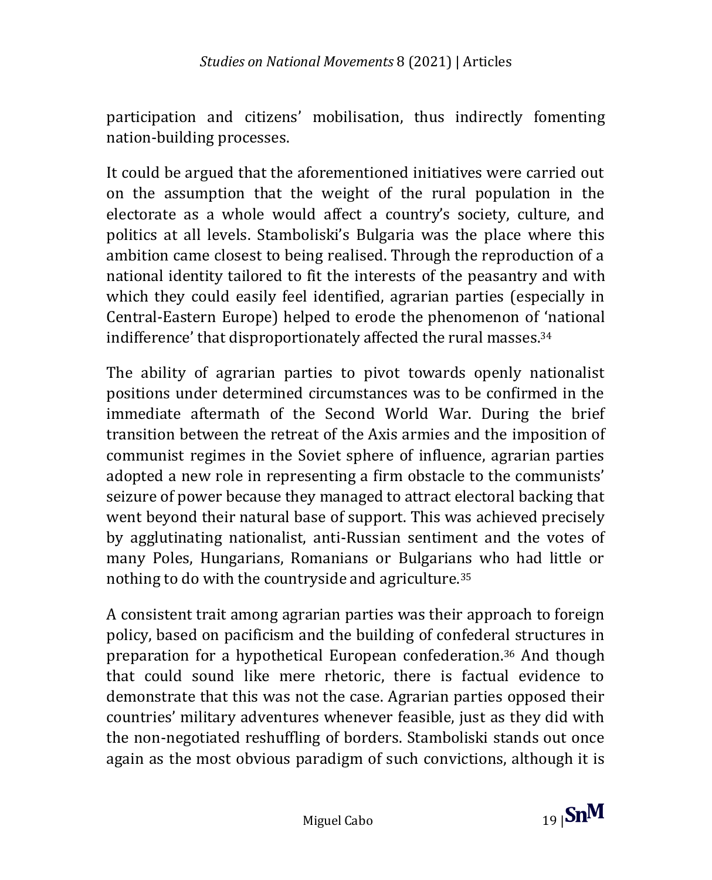participation and citizens' mobilisation, thus indirectly fomenting nation-building processes.

It could be argued that the aforementioned initiatives were carried out on the assumption that the weight of the rural population in the electorate as a whole would affect a country's society, culture, and politics at all levels. Stamboliski's Bulgaria was the place where this ambition came closest to being realised. Through the reproduction of a national identity tailored to fit the interests of the peasantry and with which they could easily feel identified, agrarian parties (especially in Central-Eastern Europe) helped to erode the phenomenon of 'national indifference' that disproportionately affected the rural masses.[34]

The ability of agrarian parties to pivot towards openly nationalist positions under determined circumstances was to be confirmed in the immediate aftermath of the Second World War. During the brief transition between the retreat of the Axis armies and the imposition of communist regimes in the Soviet sphere of influence, agrarian parties adopted a new role in representing a firm obstacle to the communists' seizure of power because they managed to attract electoral backing that went beyond their natural base of support. This was achieved precisely by agglutinating nationalist, anti-Russian sentiment and the votes of many Poles, Hungarians, Romanians or Bulgarians who had little or nothing to do with the countryside and agriculture.[35]

A consistent trait among agrarian parties was their approach to foreign policy, based on pacificism and the building of confederal structures in preparation for a hypothetical European confederation.[36] And though that could sound like mere rhetoric, there is factual evidence to demonstrate that this was not the case. Agrarian parties opposed their countries' military adventures whenever feasible, just as they did with the non-negotiated reshuffling of borders. Stamboliski stands out once again as the most obvious paradigm of such convictions, although it is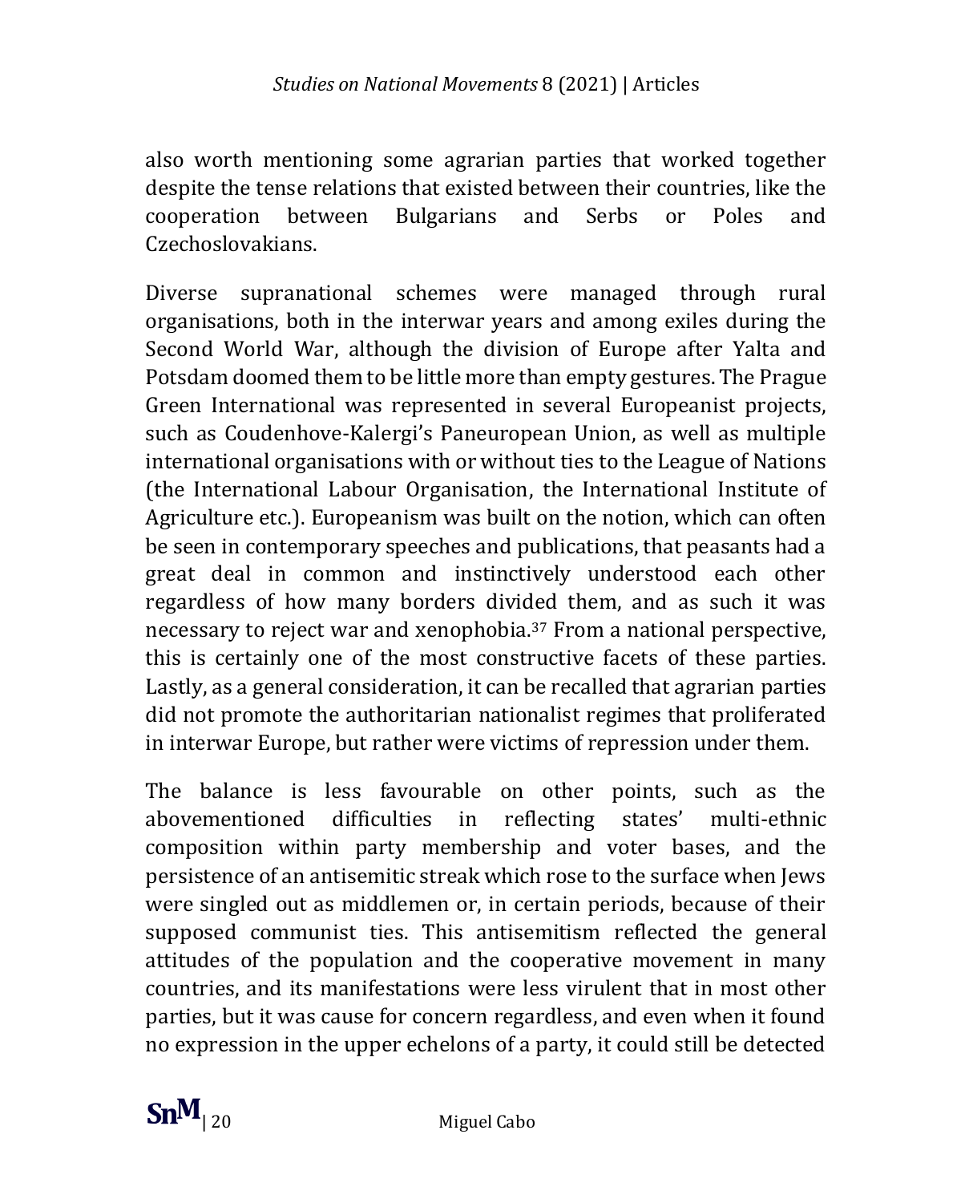also worth mentioning some agrarian parties that worked together despite the tense relations that existed between their countries, like the cooperation between Bulgarians and Serbs or Poles and Czechoslovakians.

Diverse supranational schemes were managed through rural organisations, both in the interwar years and among exiles during the Second World War, although the division of Europe after Yalta and Potsdam doomed them to be little more than empty gestures. The Prague Green International was represented in several Europeanist projects, such as Coudenhove-Kalergi's Paneuropean Union, as well as multiple international organisations with or without ties to the League of Nations (the International Labour Organisation, the International Institute of Agriculture etc.). Europeanism was built on the notion, which can often be seen in contemporary speeches and publications, that peasants had a great deal in common and instinctively understood each other regardless of how many borders divided them, and as such it was necessary to reject war and xenophobia.[37] From a national perspective, this is certainly one of the most constructive facets of these parties. Lastly, as a general consideration, it can be recalled that agrarian parties did not promote the authoritarian nationalist regimes that proliferated in interwar Europe, but rather were victims of repression under them.

The balance is less favourable on other points, such as the abovementioned difficulties in reflecting states' multi-ethnic composition within party membership and voter bases, and the persistence of an antisemitic streak which rose to the surface when Jews were singled out as middlemen or, in certain periods, because of their supposed communist ties. This antisemitism reflected the general attitudes of the population and the cooperative movement in many countries, and its manifestations were less virulent that in most other parties, but it was cause for concern regardless, and even when it found no expression in the upper echelons of a party, it could still be detected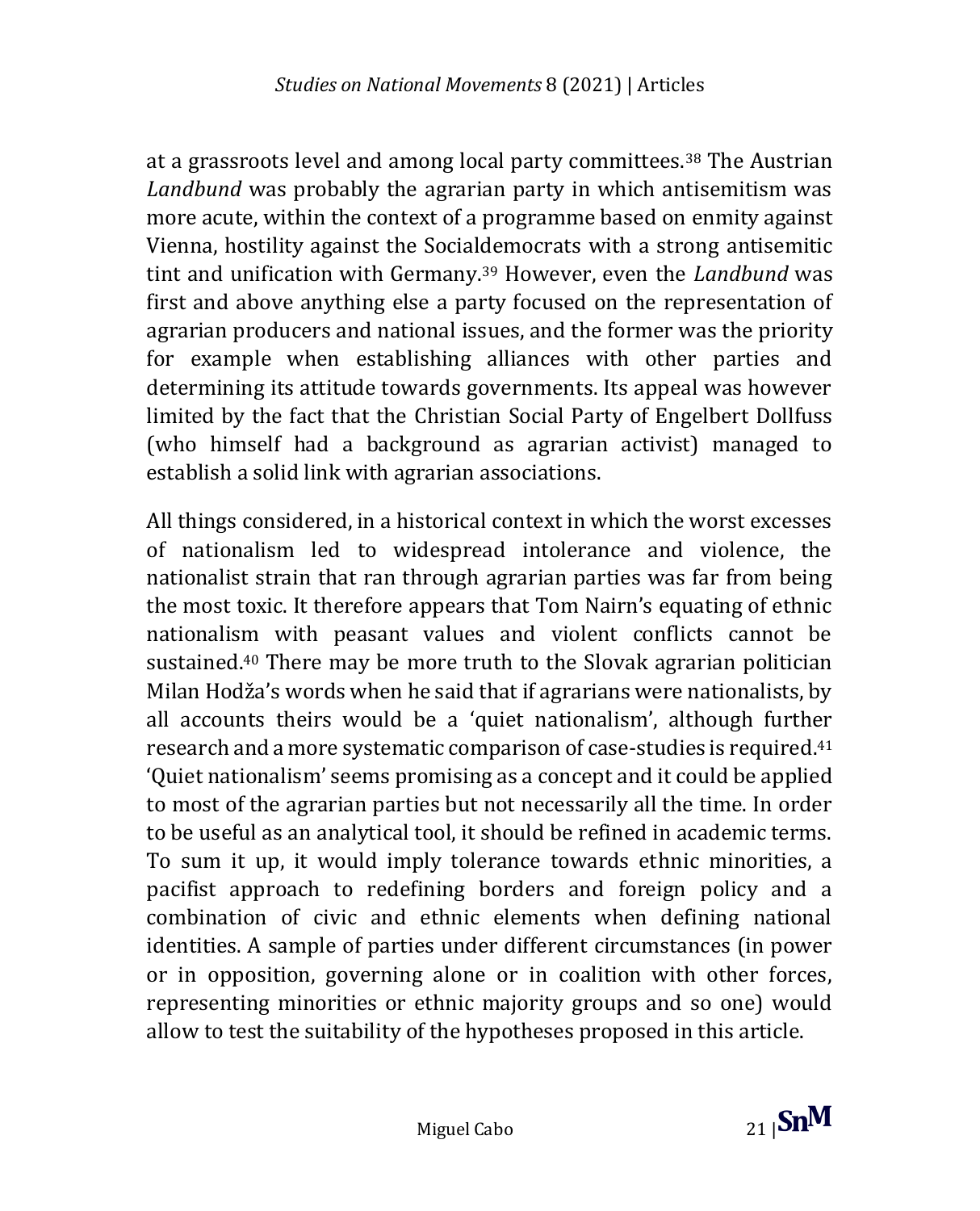at a grassroots level and among local party committees.[38] The Austrian *Landbund* was probably the agrarian party in which antisemitism was more acute, within the context of a programme based on enmity against Vienna, hostility against the Socialdemocrats with a strong antisemitic tint and unification with Germany.[39] However, even the *Landbund* was first and above anything else a party focused on the representation of agrarian producers and national issues, and the former was the priority for example when establishing alliances with other parties and determining its attitude towards governments. Its appeal was however limited by the fact that the Christian Social Party of Engelbert Dollfuss (who himself had a background as agrarian activist) managed to establish a solid link with agrarian associations.

All things considered, in a historical context in which the worst excesses of nationalism led to widespread intolerance and violence, the nationalist strain that ran through agrarian parties was far from being the most toxic. It therefore appears that Tom Nairn's equating of ethnic nationalism with peasant values and violent conflicts cannot be sustained.[40] There may be more truth to the Slovak agrarian politician Milan Hodža's words when he said that if agrarians were nationalists, by all accounts theirs would be a 'quiet nationalism', although further research and a more systematic comparison of case-studies is required.[41] 'Quiet nationalism' seems promising as a concept and it could be applied to most of the agrarian parties but not necessarily all the time. In order to be useful as an analytical tool, it should be refined in academic terms. To sum it up, it would imply tolerance towards ethnic minorities, a pacifist approach to redefining borders and foreign policy and a combination of civic and ethnic elements when defining national identities. A sample of parties under different circumstances (in power or in opposition, governing alone or in coalition with other forces, representing minorities or ethnic majority groups and so one) would allow to test the suitability of the hypotheses proposed in this article.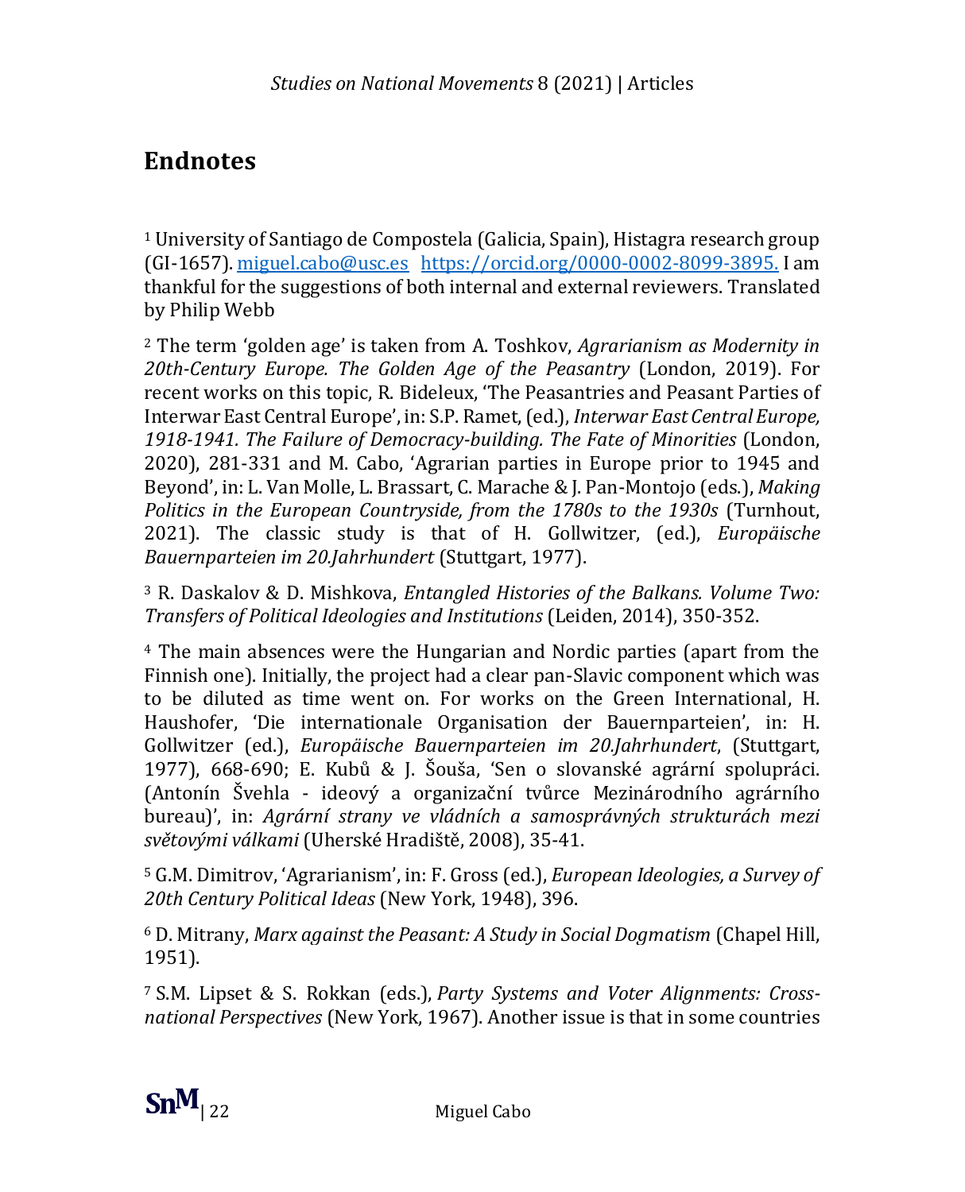# Endnotes

[1] University of Santiago de Compostela (Galicia, Spain), Histagra research group (GI-1657). miguel.cabo@usc.es https://orcid.org/0000-0002-8099-3895. I am thankful for the suggestions of both internal and external reviewers. Translated by Philip Webb

[2] The term 'golden age' is taken from A. Toshkov, *Agrarianism as Modernity in 20th-Century Europe. The Golden Age of the Peasantry* (London, 2019). For recent works on this topic, R. Bideleux, 'The Peasantries and Peasant Parties of Interwar East Central Europe', in: S.P. Ramet, (ed.), *Interwar East Central Europe, 1918-1941. The Failure of Democracy-building. The Fate of Minorities* (London, 2020), 281-331 and M. Cabo, 'Agrarian parties in Europe prior to 1945 and Beyond', in: L. Van Molle, L. Brassart, C. Marache & J. Pan-Montojo (eds.), *Making Politics in the European Countryside, from the 1780s to the 1930s* (Turnhout, 2021). The classic study is that of H. Gollwitzer, (ed.), *Europäische Bauernparteien im 20.Jahrhundert* (Stuttgart, 1977).

[3] R. Daskalov & D. Mishkova, *Entangled Histories of the Balkans. Volume Two: Transfers of Political Ideologies and Institutions* (Leiden, 2014), 350-352.

[4] The main absences were the Hungarian and Nordic parties (apart from the Finnish one). Initially, the project had a clear pan-Slavic component which was to be diluted as time went on. For works on the Green International, H. Haushofer, 'Die internationale Organisation der Bauernparteien', in: H. Gollwitzer (ed.), *Europäische Bauernparteien im 20.Jahrhundert*, (Stuttgart, 1977), 668-690; E. Kubů & J. Šouša, 'Sen o slovanské agrární spolupráci. (Antonín Švehla - ideový a organizační tvůrce Mezinárodního agrárního bureau)', in: *Agrární strany ve vládních a samosprávných strukturách mezi světovými válkami* (Uherské Hradiště, 2008), 35-41.

[5] G.M. Dimitrov, 'Agrarianism', in: F. Gross (ed.), *European Ideologies, a Survey of 20th Century Political Ideas* (New York, 1948), 396.

[6] D. Mitrany, *Marx against the Peasant: A Study in Social Dogmatism* (Chapel Hill, 1951).

[7] S.M. Lipset & S. Rokkan (eds.), *Party Systems and Voter Alignments: Cross-national Perspectives* (New York, 1967). Another issue is that in some countries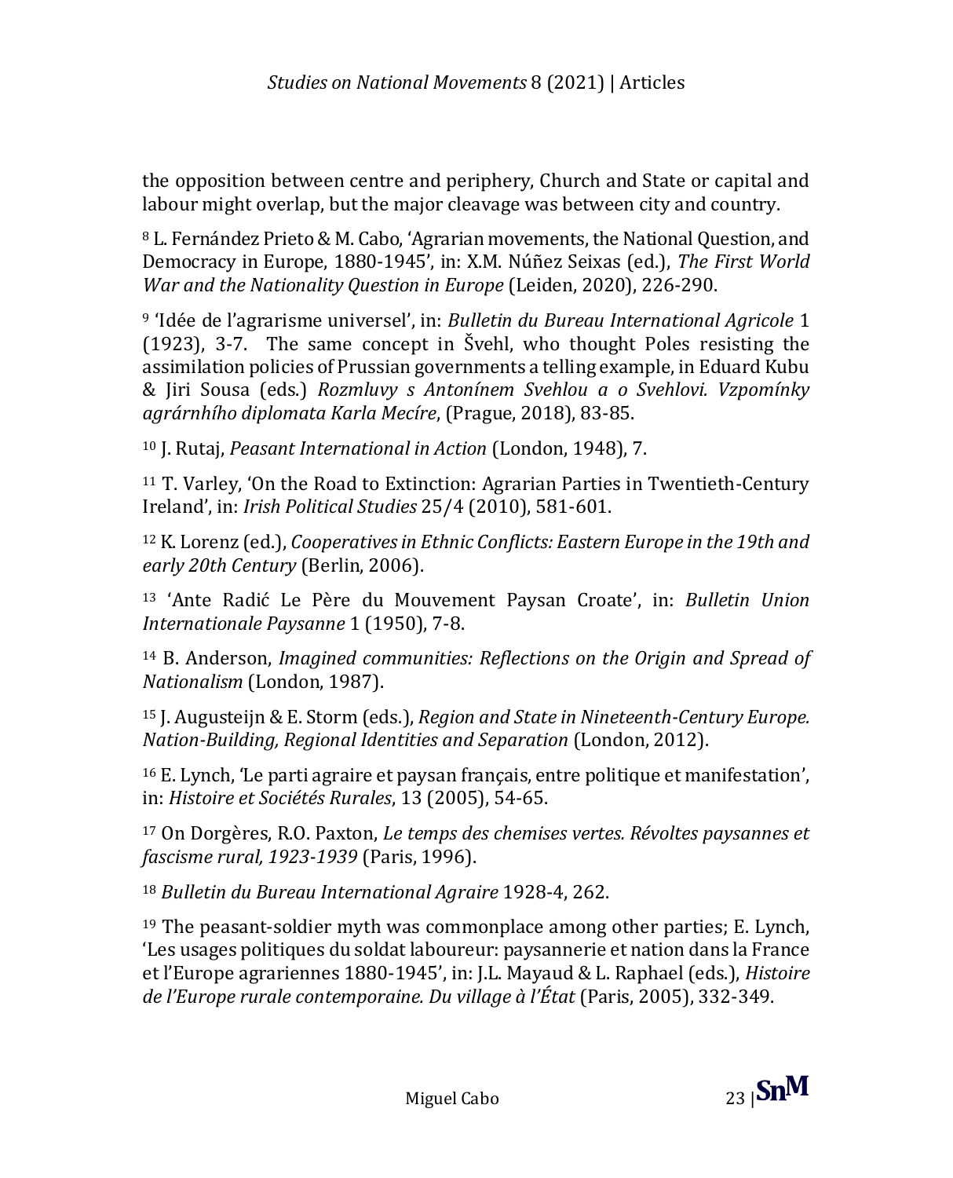the opposition between centre and periphery, Church and State or capital and labour might overlap, but the major cleavage was between city and country.

[8] L. Fernández Prieto & M. Cabo, 'Agrarian movements, the National Question, and Democracy in Europe, 1880-1945', in: X.M. Núñez Seixas (ed.), *The First World War and the Nationality Question in Europe* (Leiden, 2020), 226-290.

[9] 'Idée de l'agrarisme universel', in: *Bulletin du Bureau International Agricole* 1 (1923), 3-7. The same concept in Švehl, who thought Poles resisting the assimilation policies of Prussian governments a telling example, in Eduard Kubu & Jiri Sousa (eds.) *Rozmluvy s Antonínem Svehlou a o Svehlovi. Vzpomínky agrárnhího diplomata Karla Mecíre*, (Prague, 2018), 83-85.

[10] J. Rutaj, *Peasant International in Action* (London, 1948), 7.

[11] T. Varley, 'On the Road to Extinction: Agrarian Parties in Twentieth-Century Ireland', in: *Irish Political Studies* 25/4 (2010), 581-601.

[12] K. Lorenz (ed.), *Cooperatives in Ethnic Conflicts: Eastern Europe in the 19th and early 20th Century* (Berlin, 2006).

[13] 'Ante Radić Le Père du Mouvement Paysan Croate', in: *Bulletin Union Internationale Paysanne* 1 (1950), 7-8.

[14] B. Anderson, *Imagined communities: Reflections on the Origin and Spread of Nationalism* (London, 1987).

[15] J. Augusteijn & E. Storm (eds.), *Region and State in Nineteenth-Century Europe. Nation-Building, Regional Identities and Separation* (London, 2012).

[16] E. Lynch, 'Le parti agraire et paysan français, entre politique et manifestation', in: *Histoire et Sociétés Rurales*, 13 (2005), 54-65.

[17] On Dorgères, R.O. Paxton, *Le temps des chemises vertes. Révoltes paysannes et fascisme rural, 1923-1939* (Paris, 1996).

[18] *Bulletin du Bureau International Agraire* 1928-4, 262.

[19] The peasant-soldier myth was commonplace among other parties; E. Lynch, 'Les usages politiques du soldat laboureur: paysannerie et nation dans la France et l'Europe agrariennes 1880-1945', in: J.L. Mayaud & L. Raphael (eds.), *Histoire de l'Europe rurale contemporaine. Du village à l'État* (Paris, 2005), 332-349.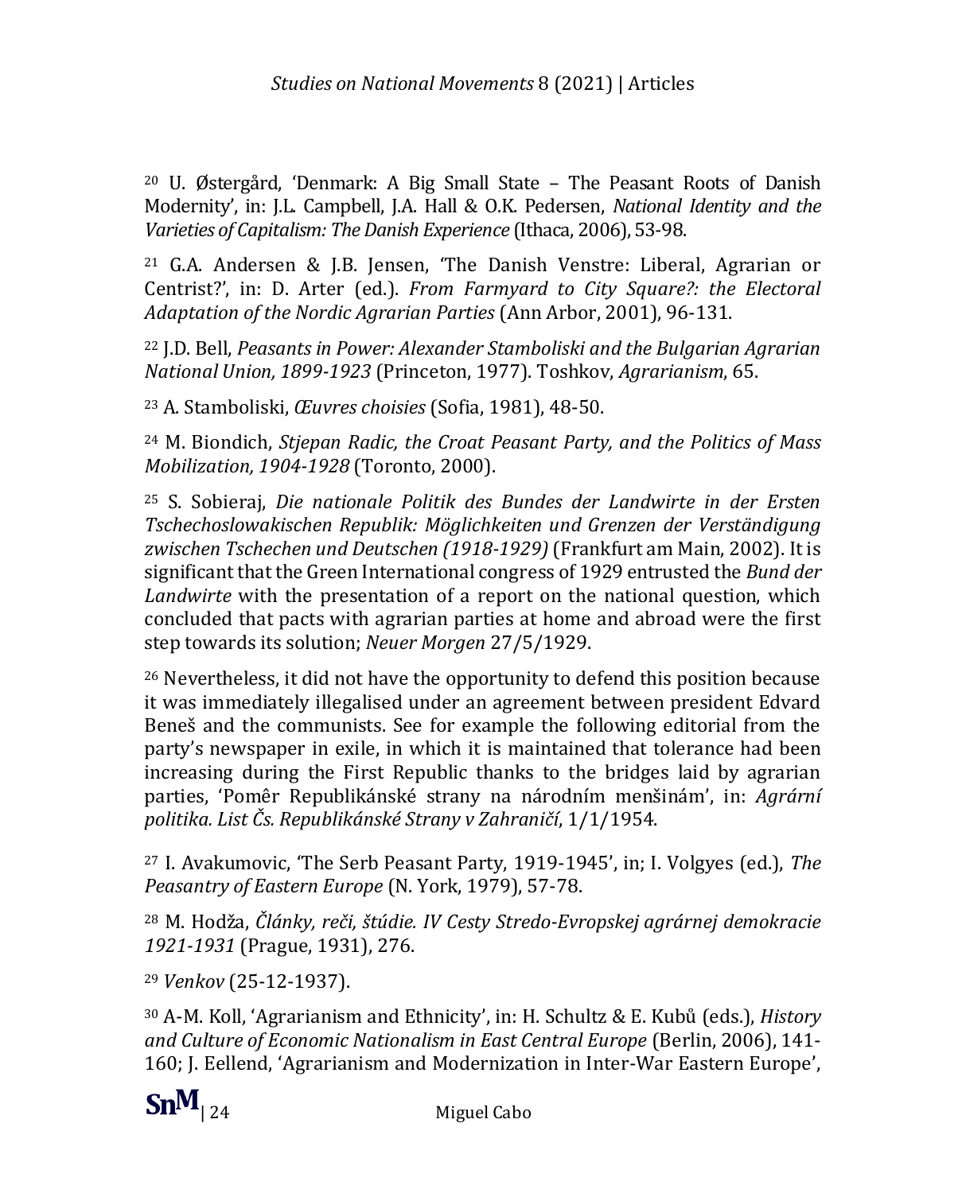[20] U. Østergård, 'Denmark: A Big Small State – The Peasant Roots of Danish Modernity', in: J.L. Campbell, J.A. Hall & O.K. Pedersen, *National Identity and the Varieties of Capitalism: The Danish Experience* (Ithaca, 2006), 53-98.

[21] G.A. Andersen & J.B. Jensen, 'The Danish Venstre: Liberal, Agrarian or Centrist?', in: D. Arter (ed.). *From Farmyard to City Square?: the Electoral Adaptation of the Nordic Agrarian Parties* (Ann Arbor, 2001), 96-131.

[22] J.D. Bell, *Peasants in Power: Alexander Stamboliski and the Bulgarian Agrarian National Union, 1899-1923* (Princeton, 1977). Toshkov, *Agrarianism*, 65.

[23] A. Stamboliski, *Œuvres choisies* (Sofia, 1981), 48-50.

[24] M. Biondich, *Stjepan Radic, the Croat Peasant Party, and the Politics of Mass Mobilization, 1904-1928* (Toronto, 2000).

[25] S. Sobieraj, *Die nationale Politik des Bundes der Landwirte in der Ersten Tschechoslowakischen Republik: Möglichkeiten und Grenzen der Verständigung zwischen Tschechen und Deutschen (1918-1929)* (Frankfurt am Main, 2002). It is significant that the Green International congress of 1929 entrusted the *Bund der Landwirte* with the presentation of a report on the national question, which concluded that pacts with agrarian parties at home and abroad were the first step towards its solution; *Neuer Morgen* 27/5/1929.

[26] Nevertheless, it did not have the opportunity to defend this position because it was immediately illegalised under an agreement between president Edvard Beneš and the communists. See for example the following editorial from the party's newspaper in exile, in which it is maintained that tolerance had been increasing during the First Republic thanks to the bridges laid by agrarian parties, 'Pomêr Republikánské strany na národním menšinám', in: *Agrární politika. List Čs. Republikánské Strany v Zahraničí*, 1/1/1954.

[27] I. Avakumovic, 'The Serb Peasant Party, 1919-1945', in; I. Volgyes (ed.), *The Peasantry of Eastern Europe* (N. York, 1979), 57-78.

[28] M. Hodža, *Články, reči, štúdie. IV Cesty Stredo-Evropskej agrárnej demokracie 1921-1931* (Prague, 1931), 276.

[29] *Venkov* (25-12-1937).

[30] A-M. Koll, 'Agrarianism and Ethnicity', in: H. Schultz & E. Kubů (eds.), *History and Culture of Economic Nationalism in East Central Europe* (Berlin, 2006), 141-160; J. Eellend, 'Agrarianism and Modernization in Inter-War Eastern Europe',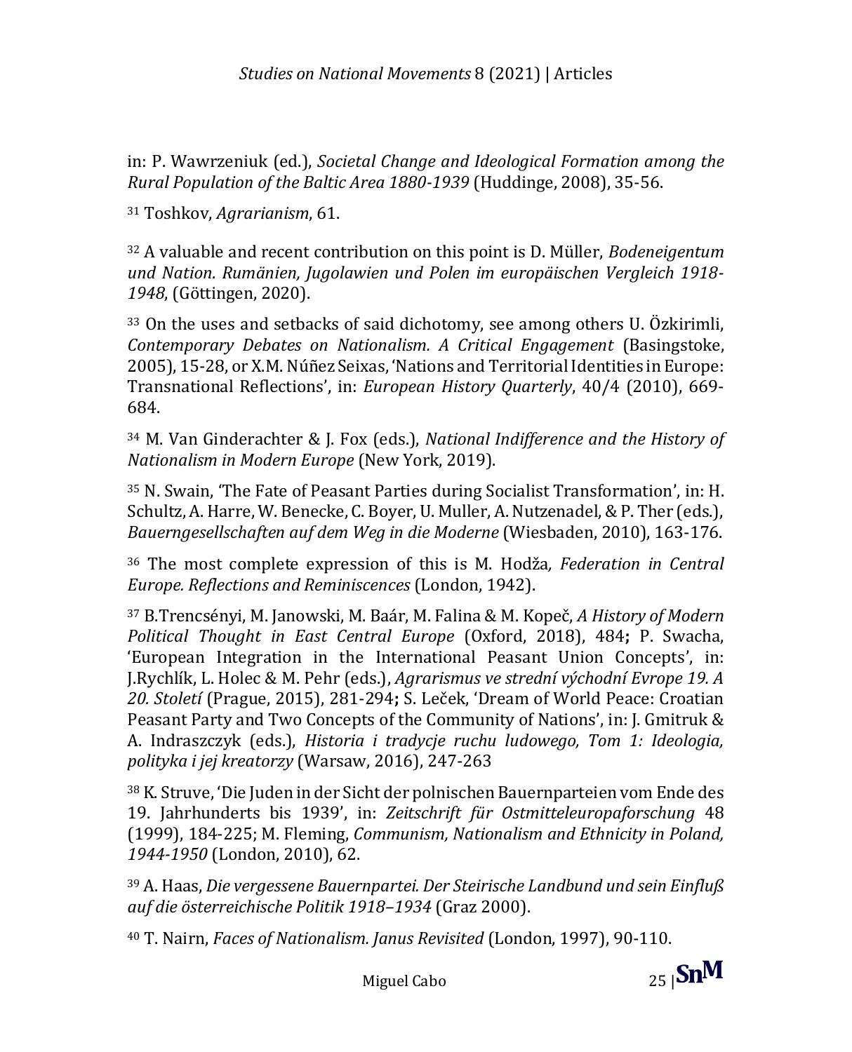in: P. Wawrzeniuk (ed.), *Societal Change and Ideological Formation among the Rural Population of the Baltic Area 1880-1939* (Huddinge, 2008), 35-56.

[31] Toshkov, *Agrarianism*, 61.

[32] A valuable and recent contribution on this point is D. Müller, *Bodeneigentum und Nation. Rumänien, Jugolawien und Polen im europäischen Vergleich 1918-1948*, (Göttingen, 2020).

[33] On the uses and setbacks of said dichotomy, see among others U. Özkirimli, *Contemporary Debates on Nationalism. A Critical Engagement* (Basingstoke, 2005), 15-28, or X.M. Núñez Seixas, 'Nations and Territorial Identities in Europe: Transnational Reflections', in: *European History Quarterly*, 40/4 (2010), 669-684.

[34] M. Van Ginderachter & J. Fox (eds.), *National Indifference and the History of Nationalism in Modern Europe* (New York, 2019).

[35] N. Swain, 'The Fate of Peasant Parties during Socialist Transformation', in: H. Schultz, A. Harre, W. Benecke, C. Boyer, U. Muller, A. Nutzenadel, & P. Ther (eds.), *Bauerngesellschaften auf dem Weg in die Moderne* (Wiesbaden, 2010), 163-176.

[36] The most complete expression of this is M. Hodža, *Federation in Central Europe. Reflections and Reminiscences* (London, 1942).

[37] B.Trencsényi, M. Janowski, M. Baár, M. Falina & M. Kopeč, *A History of Modern Political Thought in East Central Europe* (Oxford, 2018), 484**;** P. Swacha, 'European Integration in the International Peasant Union Concepts', in: J.Rychlík, L. Holec & M. Pehr (eds.), *Agrarismus ve strední východní Evrope 19. A 20. Století* (Prague, 2015), 281-294**;** S. Leček, 'Dream of World Peace: Croatian Peasant Party and Two Concepts of the Community of Nations', in: J. Gmitruk & A. Indraszczyk (eds.), *Historia i tradycje ruchu ludowego, Tom 1: Ideologia, polityka i jej kreatorzy* (Warsaw, 2016), 247-263

[38] K. Struve, 'Die Juden in der Sicht der polnischen Bauernparteien vom Ende des 19. Jahrhunderts bis 1939', in: *Zeitschrift für Ostmitteleuropaforschung* 48 (1999), 184-225; M. Fleming, *Communism, Nationalism and Ethnicity in Poland, 1944-1950* (London, 2010), 62.

[39] A. Haas, *Die vergessene Bauernpartei. Der Steirische Landbund und sein Einfluß auf die österreichische Politik 1918–1934* (Graz 2000).

[40] T. Nairn, *Faces of Nationalism. Janus Revisited* (London, 1997), 90-110.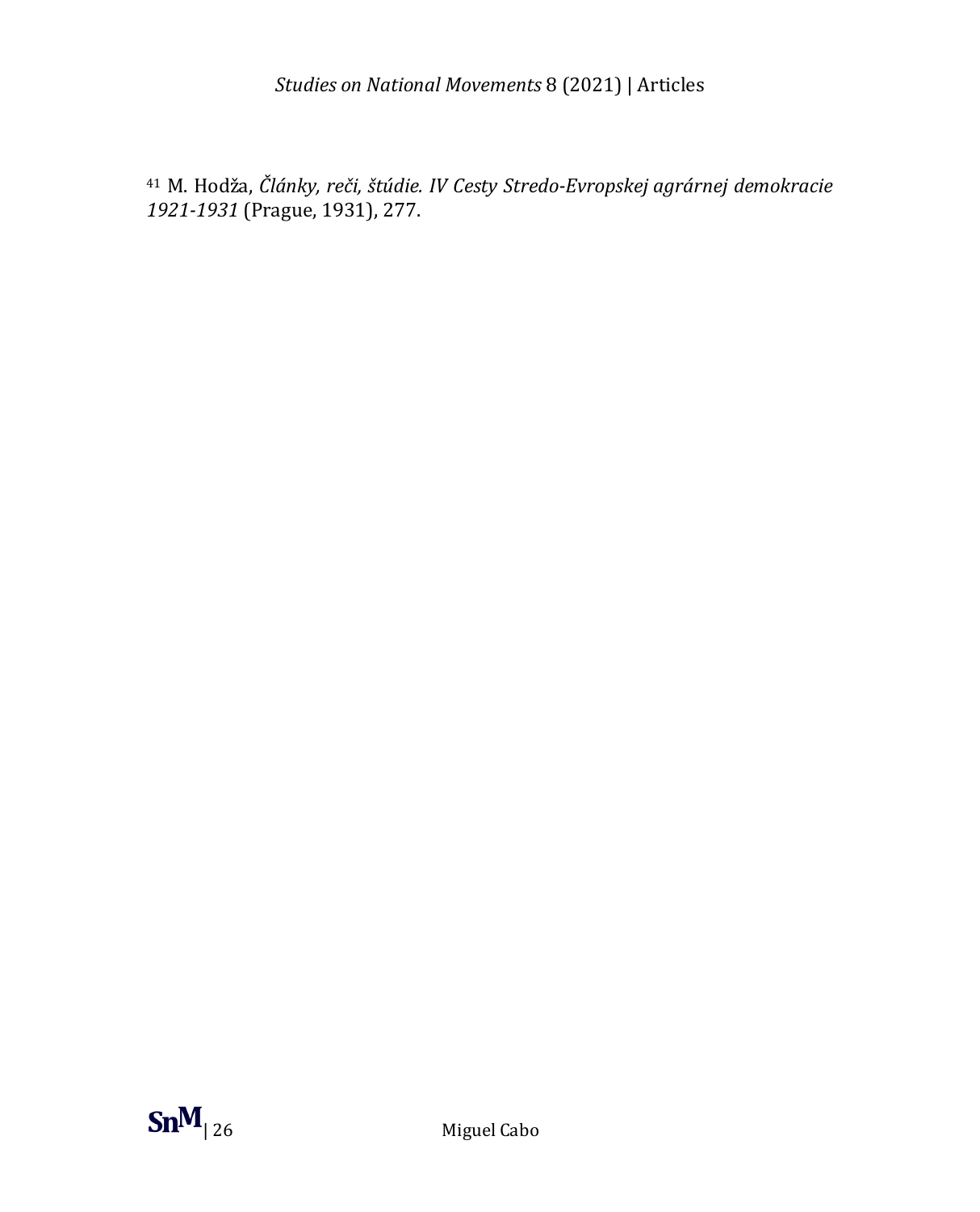[41] M. Hodža, *Články, reči, štúdie. IV Cesty Stredo-Evropskej agrárnej demokracie 1921-1931* (Prague, 1931), 277.